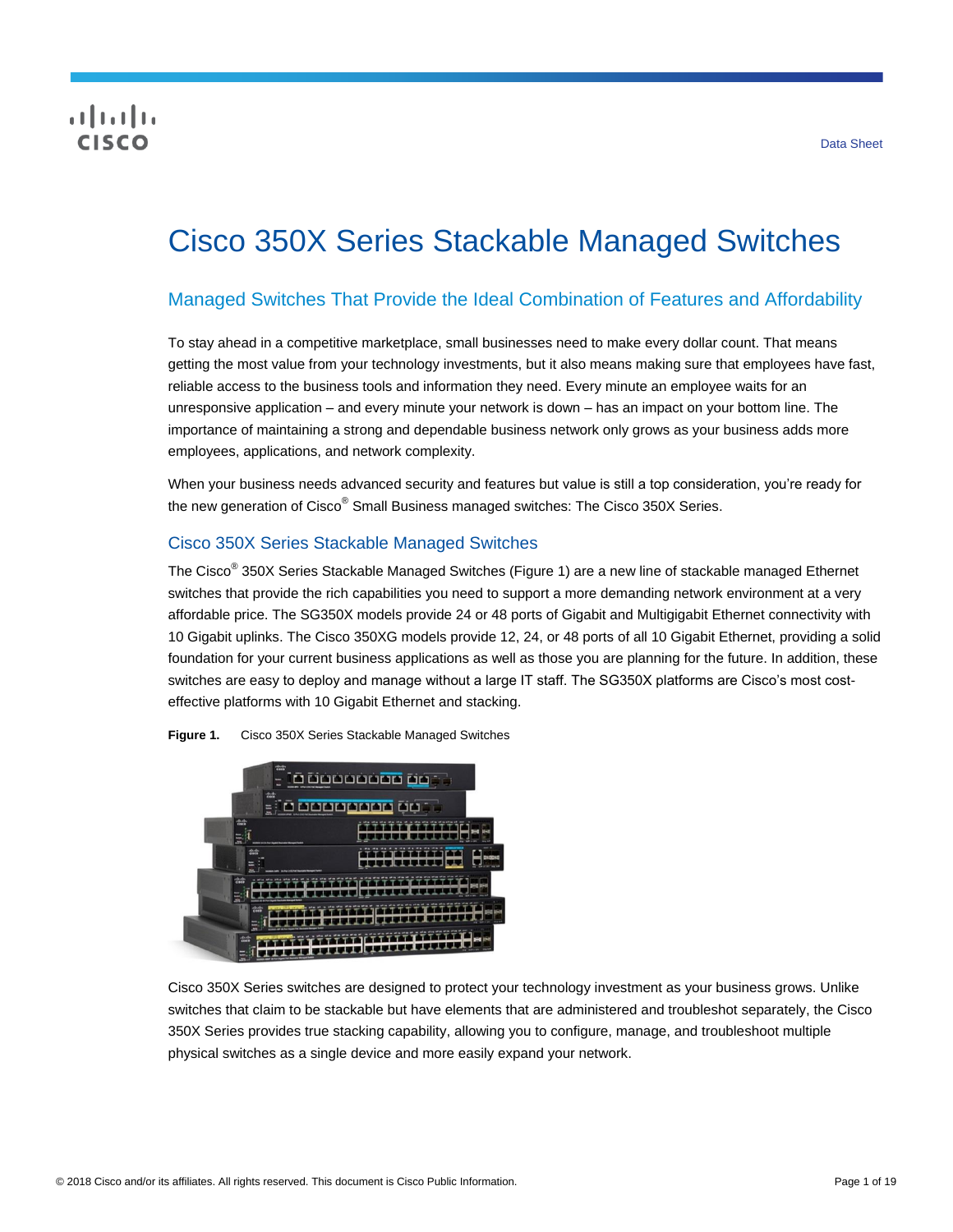Data Sheet

# Cisco 350X Series Stackable Managed Switches

## Managed Switches That Provide the Ideal Combination of Features and Affordability

To stay ahead in a competitive marketplace, small businesses need to make every dollar count. That means getting the most value from your technology investments, but it also means making sure that employees have fast, reliable access to the business tools and information they need. Every minute an employee waits for an unresponsive application – and every minute your network is down – has an impact on your bottom line. The importance of maintaining a strong and dependable business network only grows as your business adds more employees, applications, and network complexity.

When your business needs advanced security and features but value is still a top consideration, you're ready for the new generation of Cisco® Small Business managed switches: The Cisco 350X Series.

### Cisco 350X Series Stackable Managed Switches

The Cisco® 350X Series Stackable Managed Switches (Figure 1) are a new line of stackable managed Ethernet switches that provide the rich capabilities you need to support a more demanding network environment at a very affordable price. The SG350X models provide 24 or 48 ports of Gigabit and Multigigabit Ethernet connectivity with 10 Gigabit uplinks. The Cisco 350XG models provide 12, 24, or 48 ports of all 10 Gigabit Ethernet, providing a solid foundation for your current business applications as well as those you are planning for the future. In addition, these switches are easy to deploy and manage without a large IT staff. The SG350X platforms are Cisco's most cost-effective platforms with 10 Gigabit Ethernet and stacking.

**Figure 1.** Cisco 350X Series Stackable Managed Switches

Cisco 350X Series switches are designed to protect your technology investment as your business grows. Unlike switches that claim to be stackable but have elements that are administered and troubleshot separately, the Cisco 350X Series provides true stacking capability, allowing you to configure, manage, and troubleshoot multiple physical switches as a single device and more easily expand your network.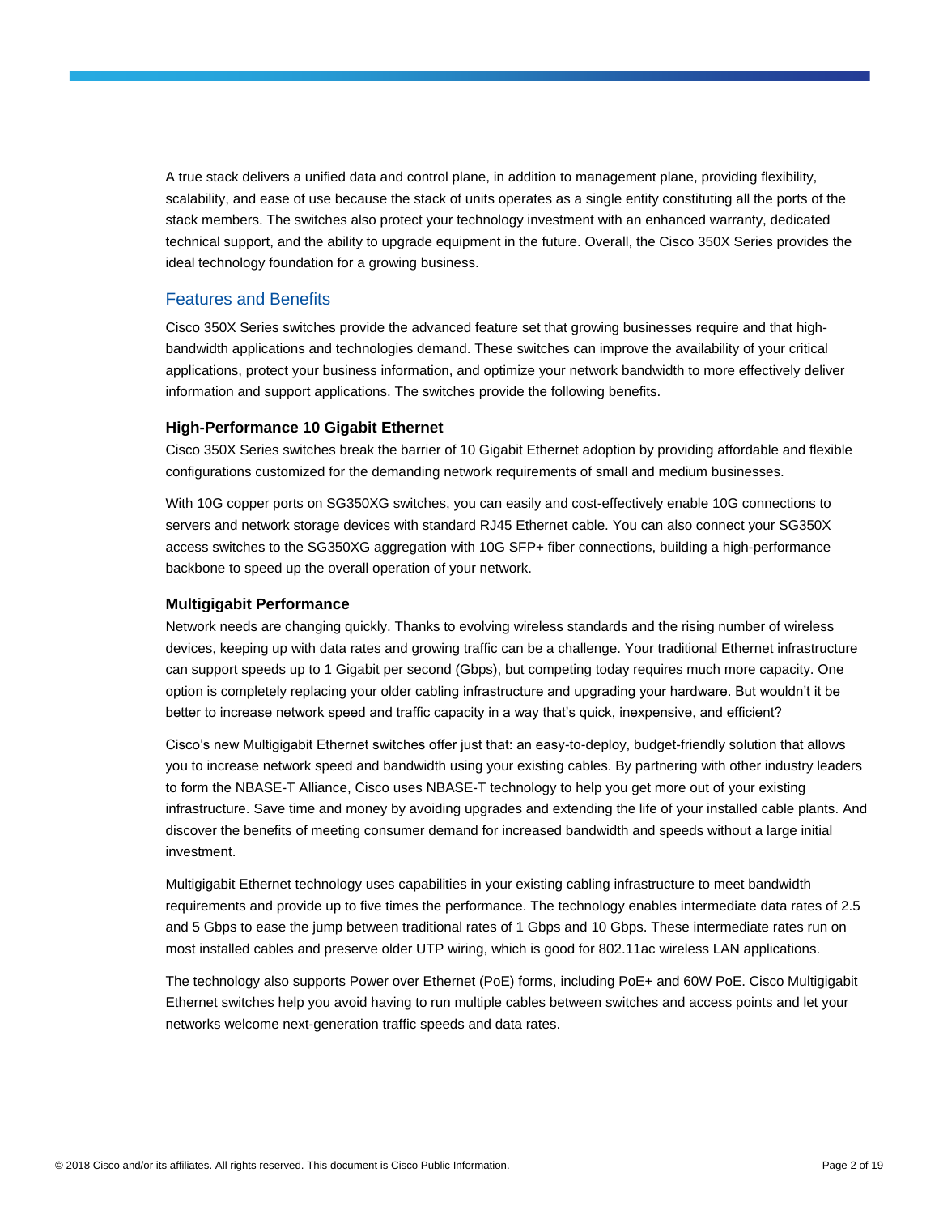A true stack delivers a unified data and control plane, in addition to management plane, providing flexibility, scalability, and ease of use because the stack of units operates as a single entity constituting all the ports of the stack members. The switches also protect your technology investment with an enhanced warranty, dedicated technical support, and the ability to upgrade equipment in the future. Overall, the Cisco 350X Series provides the ideal technology foundation for a growing business.

## Features and Benefits

Cisco 350X Series switches provide the advanced feature set that growing businesses require and that high-bandwidth applications and technologies demand. These switches can improve the availability of your critical applications, protect your business information, and optimize your network bandwidth to more effectively deliver information and support applications. The switches provide the following benefits.

### High-Performance 10 Gigabit Ethernet

Cisco 350X Series switches break the barrier of 10 Gigabit Ethernet adoption by providing affordable and flexible configurations customized for the demanding network requirements of small and medium businesses.

With 10G copper ports on SG350XG switches, you can easily and cost-effectively enable 10G connections to servers and network storage devices with standard RJ45 Ethernet cable. You can also connect your SG350X access switches to the SG350XG aggregation with 10G SFP+ fiber connections, building a high-performance backbone to speed up the overall operation of your network.

### Multigigabit Performance

Network needs are changing quickly. Thanks to evolving wireless standards and the rising number of wireless devices, keeping up with data rates and growing traffic can be a challenge. Your traditional Ethernet infrastructure can support speeds up to 1 Gigabit per second (Gbps), but competing today requires much more capacity. One option is completely replacing your older cabling infrastructure and upgrading your hardware. But wouldn't it be better to increase network speed and traffic capacity in a way that's quick, inexpensive, and efficient?

Cisco's new Multigigabit Ethernet switches offer just that: an easy-to-deploy, budget-friendly solution that allows you to increase network speed and bandwidth using your existing cables. By partnering with other industry leaders to form the NBASE-T Alliance, Cisco uses NBASE-T technology to help you get more out of your existing infrastructure. Save time and money by avoiding upgrades and extending the life of your installed cable plants. And discover the benefits of meeting consumer demand for increased bandwidth and speeds without a large initial investment.

Multigigabit Ethernet technology uses capabilities in your existing cabling infrastructure to meet bandwidth requirements and provide up to five times the performance. The technology enables intermediate data rates of 2.5 and 5 Gbps to ease the jump between traditional rates of 1 Gbps and 10 Gbps. These intermediate rates run on most installed cables and preserve older UTP wiring, which is good for 802.11ac wireless LAN applications.

The technology also supports Power over Ethernet (PoE) forms, including PoE+ and 60W PoE. Cisco Multigigabit Ethernet switches help you avoid having to run multiple cables between switches and access points and let your networks welcome next-generation traffic speeds and data rates.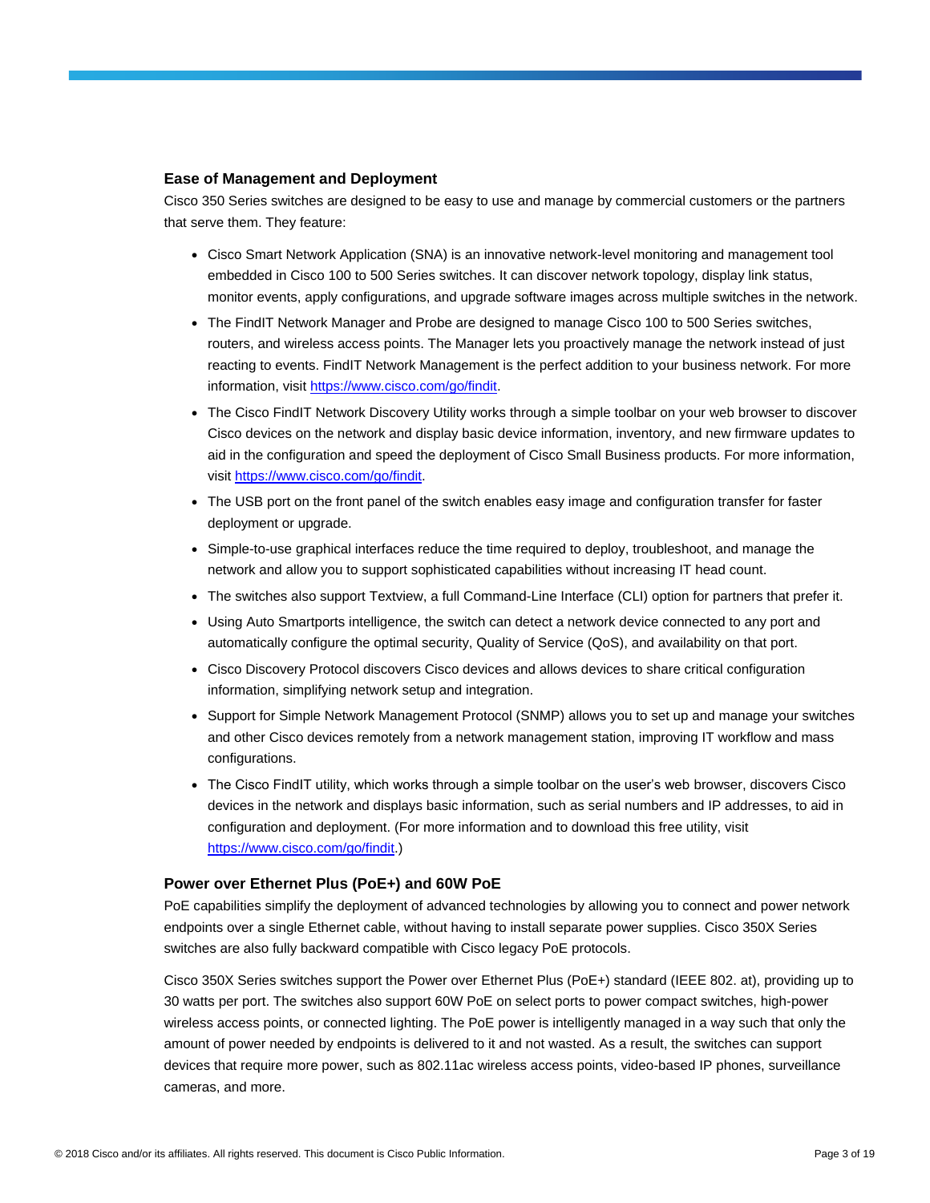### Ease of Management and Deployment

Cisco 350 Series switches are designed to be easy to use and manage by commercial customers or the partners that serve them. They feature:

- Cisco Smart Network Application (SNA) is an innovative network-level monitoring and management tool embedded in Cisco 100 to 500 Series switches. It can discover network topology, display link status, monitor events, apply configurations, and upgrade software images across multiple switches in the network.
- The FindIT Network Manager and Probe are designed to manage Cisco 100 to 500 Series switches, routers, and wireless access points. The Manager lets you proactively manage the network instead of just reacting to events. FindIT Network Management is the perfect addition to your business network. For more information, visit https://www.cisco.com/go/findit.
- The Cisco FindIT Network Discovery Utility works through a simple toolbar on your web browser to discover Cisco devices on the network and display basic device information, inventory, and new firmware updates to aid in the configuration and speed the deployment of Cisco Small Business products. For more information, visit https://www.cisco.com/go/findit.
- The USB port on the front panel of the switch enables easy image and configuration transfer for faster deployment or upgrade.
- Simple-to-use graphical interfaces reduce the time required to deploy, troubleshoot, and manage the network and allow you to support sophisticated capabilities without increasing IT head count.
- The switches also support Textview, a full Command-Line Interface (CLI) option for partners that prefer it.
- Using Auto Smartports intelligence, the switch can detect a network device connected to any port and automatically configure the optimal security, Quality of Service (QoS), and availability on that port.
- Cisco Discovery Protocol discovers Cisco devices and allows devices to share critical configuration information, simplifying network setup and integration.
- Support for Simple Network Management Protocol (SNMP) allows you to set up and manage your switches and other Cisco devices remotely from a network management station, improving IT workflow and mass configurations.
- The Cisco FindIT utility, which works through a simple toolbar on the user's web browser, discovers Cisco devices in the network and displays basic information, such as serial numbers and IP addresses, to aid in configuration and deployment. (For more information and to download this free utility, visit https://www.cisco.com/go/findit.)

### Power over Ethernet Plus (PoE+) and 60W PoE

PoE capabilities simplify the deployment of advanced technologies by allowing you to connect and power network endpoints over a single Ethernet cable, without having to install separate power supplies. Cisco 350X Series switches are also fully backward compatible with Cisco legacy PoE protocols.

Cisco 350X Series switches support the Power over Ethernet Plus (PoE+) standard (IEEE 802. at), providing up to 30 watts per port. The switches also support 60W PoE on select ports to power compact switches, high-power wireless access points, or connected lighting. The PoE power is intelligently managed in a way such that only the amount of power needed by endpoints is delivered to it and not wasted. As a result, the switches can support devices that require more power, such as 802.11ac wireless access points, video-based IP phones, surveillance cameras, and more.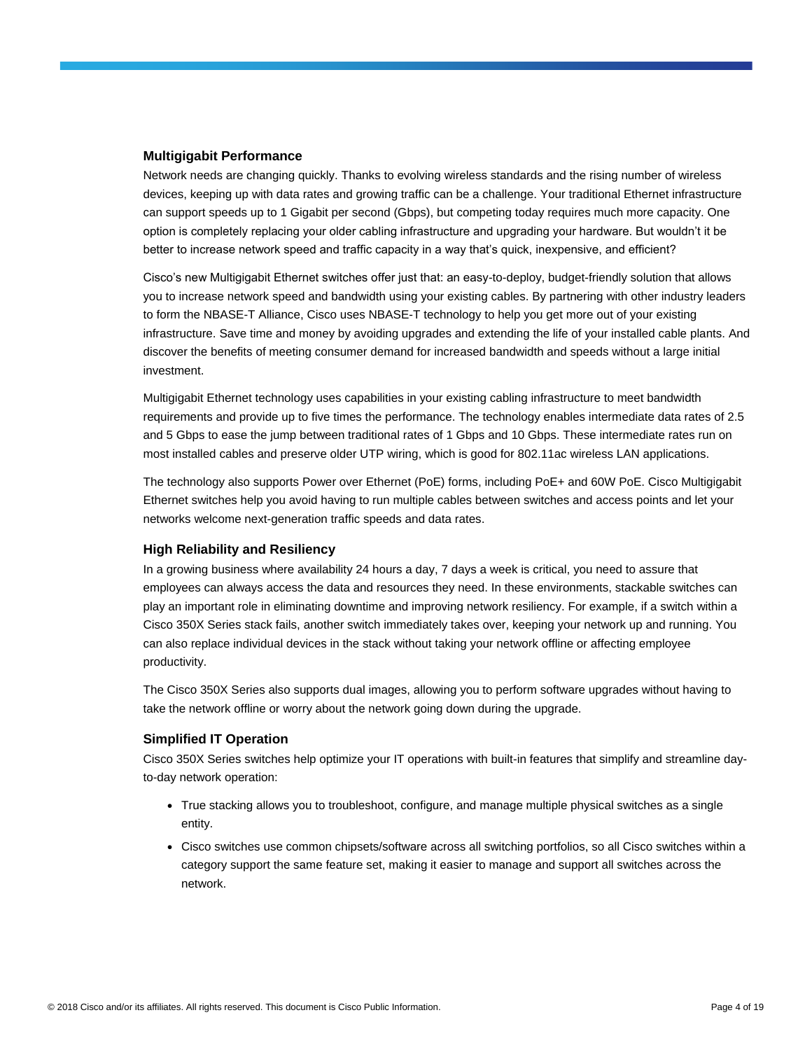### Multigigabit Performance

Network needs are changing quickly. Thanks to evolving wireless standards and the rising number of wireless devices, keeping up with data rates and growing traffic can be a challenge. Your traditional Ethernet infrastructure can support speeds up to 1 Gigabit per second (Gbps), but competing today requires much more capacity. One option is completely replacing your older cabling infrastructure and upgrading your hardware. But wouldn't it be better to increase network speed and traffic capacity in a way that's quick, inexpensive, and efficient?

Cisco's new Multigigabit Ethernet switches offer just that: an easy-to-deploy, budget-friendly solution that allows you to increase network speed and bandwidth using your existing cables. By partnering with other industry leaders to form the NBASE-T Alliance, Cisco uses NBASE-T technology to help you get more out of your existing infrastructure. Save time and money by avoiding upgrades and extending the life of your installed cable plants. And discover the benefits of meeting consumer demand for increased bandwidth and speeds without a large initial investment.

Multigigabit Ethernet technology uses capabilities in your existing cabling infrastructure to meet bandwidth requirements and provide up to five times the performance. The technology enables intermediate data rates of 2.5 and 5 Gbps to ease the jump between traditional rates of 1 Gbps and 10 Gbps. These intermediate rates run on most installed cables and preserve older UTP wiring, which is good for 802.11ac wireless LAN applications.

The technology also supports Power over Ethernet (PoE) forms, including PoE+ and 60W PoE. Cisco Multigigabit Ethernet switches help you avoid having to run multiple cables between switches and access points and let your networks welcome next-generation traffic speeds and data rates.

### High Reliability and Resiliency

In a growing business where availability 24 hours a day, 7 days a week is critical, you need to assure that employees can always access the data and resources they need. In these environments, stackable switches can play an important role in eliminating downtime and improving network resiliency. For example, if a switch within a Cisco 350X Series stack fails, another switch immediately takes over, keeping your network up and running. You can also replace individual devices in the stack without taking your network offline or affecting employee productivity.

The Cisco 350X Series also supports dual images, allowing you to perform software upgrades without having to take the network offline or worry about the network going down during the upgrade.

### Simplified IT Operation

Cisco 350X Series switches help optimize your IT operations with built-in features that simplify and streamline day-to-day network operation:

- True stacking allows you to troubleshoot, configure, and manage multiple physical switches as a single entity.
- Cisco switches use common chipsets/software across all switching portfolios, so all Cisco switches within a category support the same feature set, making it easier to manage and support all switches across the network.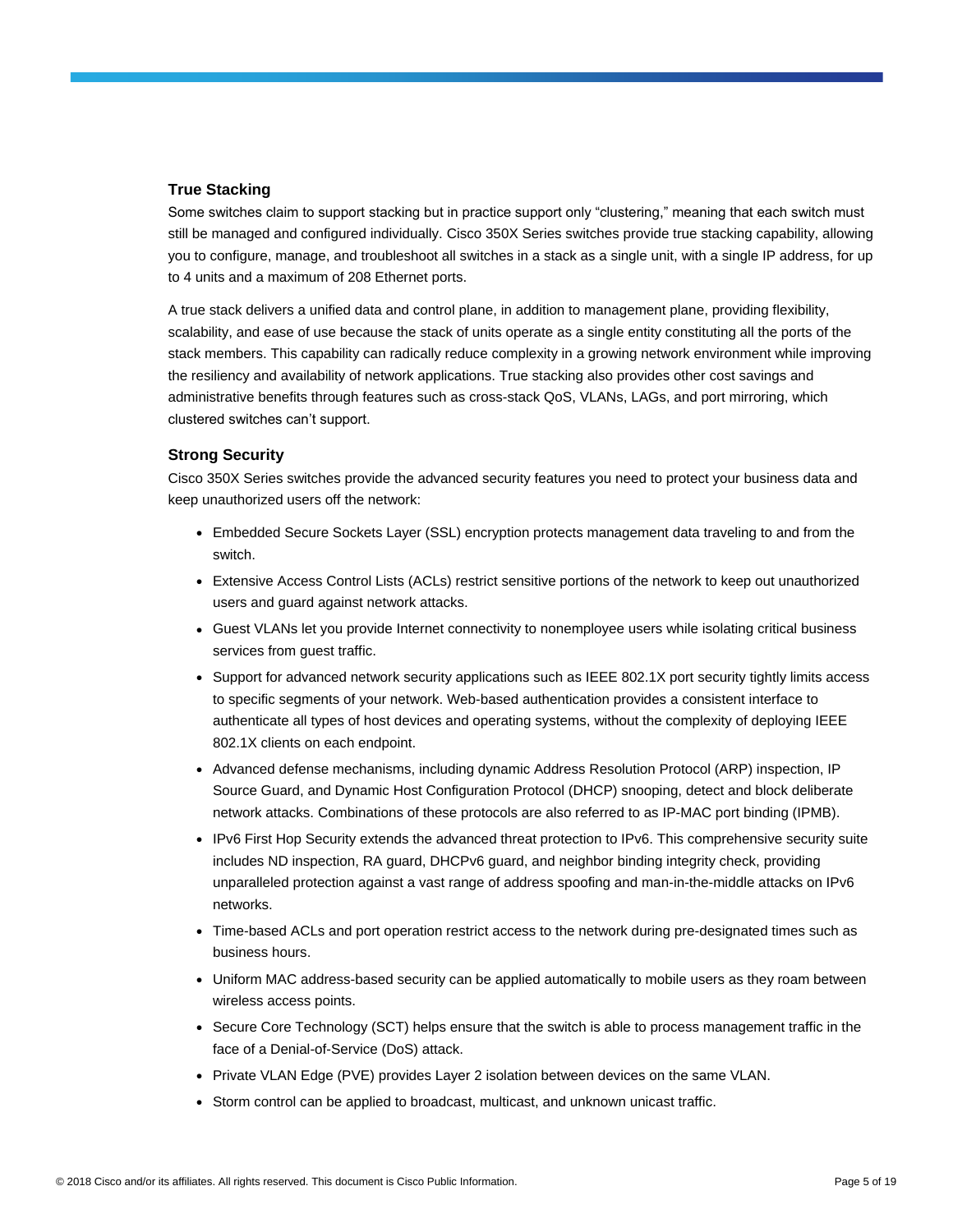### True Stacking

Some switches claim to support stacking but in practice support only “clustering,” meaning that each switch must still be managed and configured individually. Cisco 350X Series switches provide true stacking capability, allowing you to configure, manage, and troubleshoot all switches in a stack as a single unit, with a single IP address, for up to 4 units and a maximum of 208 Ethernet ports.

A true stack delivers a unified data and control plane, in addition to management plane, providing flexibility, scalability, and ease of use because the stack of units operate as a single entity constituting all the ports of the stack members. This capability can radically reduce complexity in a growing network environment while improving the resiliency and availability of network applications. True stacking also provides other cost savings and administrative benefits through features such as cross-stack QoS, VLANs, LAGs, and port mirroring, which clustered switches can’t support.

### Strong Security

Cisco 350X Series switches provide the advanced security features you need to protect your business data and keep unauthorized users off the network:

- Embedded Secure Sockets Layer (SSL) encryption protects management data traveling to and from the switch.
- Extensive Access Control Lists (ACLs) restrict sensitive portions of the network to keep out unauthorized users and guard against network attacks.
- Guest VLANs let you provide Internet connectivity to nonemployee users while isolating critical business services from guest traffic.
- Support for advanced network security applications such as IEEE 802.1X port security tightly limits access to specific segments of your network. Web-based authentication provides a consistent interface to authenticate all types of host devices and operating systems, without the complexity of deploying IEEE 802.1X clients on each endpoint.
- Advanced defense mechanisms, including dynamic Address Resolution Protocol (ARP) inspection, IP Source Guard, and Dynamic Host Configuration Protocol (DHCP) snooping, detect and block deliberate network attacks. Combinations of these protocols are also referred to as IP-MAC port binding (IPMB).
- IPv6 First Hop Security extends the advanced threat protection to IPv6. This comprehensive security suite includes ND inspection, RA guard, DHCPv6 guard, and neighbor binding integrity check, providing unparalleled protection against a vast range of address spoofing and man-in-the-middle attacks on IPv6 networks.
- Time-based ACLs and port operation restrict access to the network during pre-designated times such as business hours.
- Uniform MAC address-based security can be applied automatically to mobile users as they roam between wireless access points.
- Secure Core Technology (SCT) helps ensure that the switch is able to process management traffic in the face of a Denial-of-Service (DoS) attack.
- Private VLAN Edge (PVE) provides Layer 2 isolation between devices on the same VLAN.
- Storm control can be applied to broadcast, multicast, and unknown unicast traffic.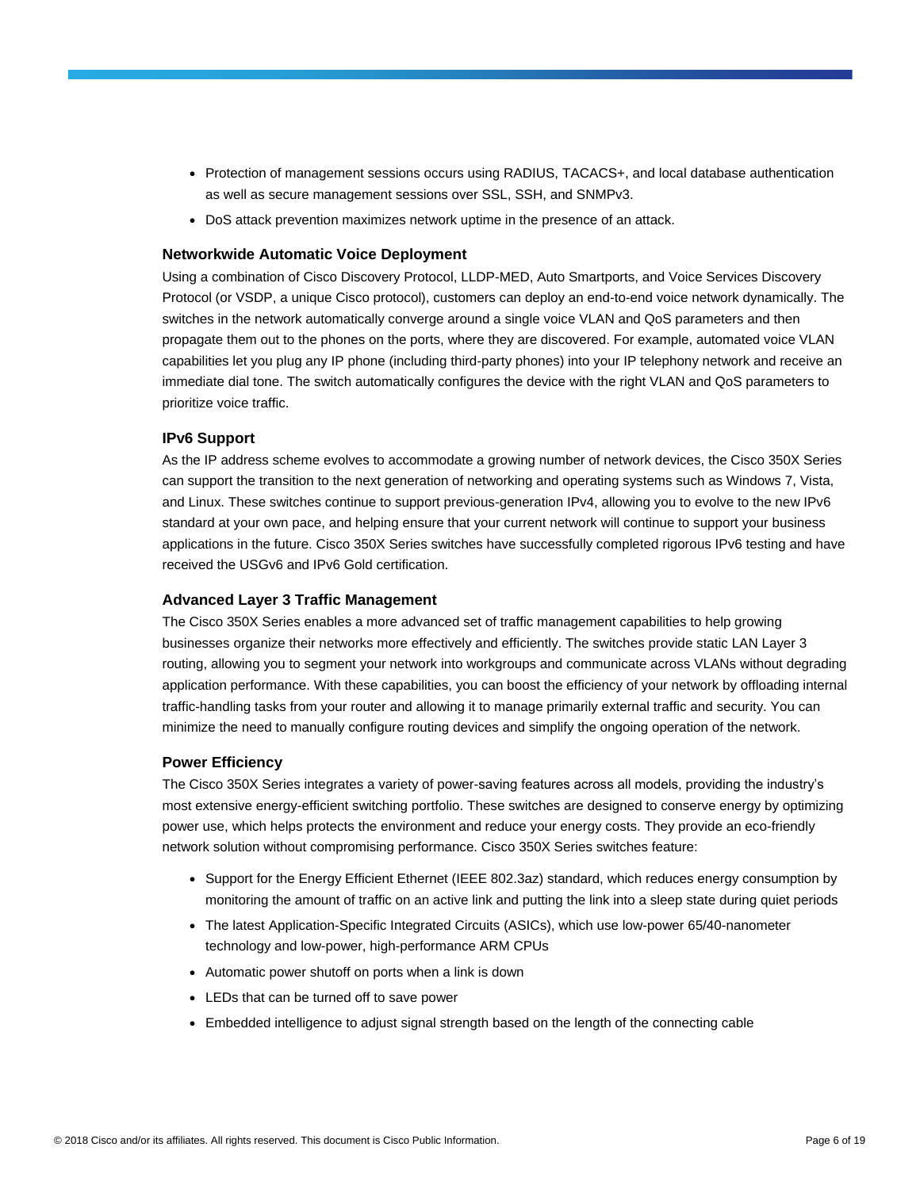- Protection of management sessions occurs using RADIUS, TACACS+, and local database authentication as well as secure management sessions over SSL, SSH, and SNMPv3.
- DoS attack prevention maximizes network uptime in the presence of an attack.

### Networkwide Automatic Voice Deployment

Using a combination of Cisco Discovery Protocol, LLDP-MED, Auto Smartports, and Voice Services Discovery Protocol (or VSDP, a unique Cisco protocol), customers can deploy an end-to-end voice network dynamically. The switches in the network automatically converge around a single voice VLAN and QoS parameters and then propagate them out to the phones on the ports, where they are discovered. For example, automated voice VLAN capabilities let you plug any IP phone (including third-party phones) into your IP telephony network and receive an immediate dial tone. The switch automatically configures the device with the right VLAN and QoS parameters to prioritize voice traffic.

### IPv6 Support

As the IP address scheme evolves to accommodate a growing number of network devices, the Cisco 350X Series can support the transition to the next generation of networking and operating systems such as Windows 7, Vista, and Linux. These switches continue to support previous-generation IPv4, allowing you to evolve to the new IPv6 standard at your own pace, and helping ensure that your current network will continue to support your business applications in the future. Cisco 350X Series switches have successfully completed rigorous IPv6 testing and have received the USGv6 and IPv6 Gold certification.

### Advanced Layer 3 Traffic Management

The Cisco 350X Series enables a more advanced set of traffic management capabilities to help growing businesses organize their networks more effectively and efficiently. The switches provide static LAN Layer 3 routing, allowing you to segment your network into workgroups and communicate across VLANs without degrading application performance. With these capabilities, you can boost the efficiency of your network by offloading internal traffic-handling tasks from your router and allowing it to manage primarily external traffic and security. You can minimize the need to manually configure routing devices and simplify the ongoing operation of the network.

### Power Efficiency

The Cisco 350X Series integrates a variety of power-saving features across all models, providing the industry's most extensive energy-efficient switching portfolio. These switches are designed to conserve energy by optimizing power use, which helps protects the environment and reduce your energy costs. They provide an eco-friendly network solution without compromising performance. Cisco 350X Series switches feature:

- Support for the Energy Efficient Ethernet (IEEE 802.3az) standard, which reduces energy consumption by monitoring the amount of traffic on an active link and putting the link into a sleep state during quiet periods
- The latest Application-Specific Integrated Circuits (ASICs), which use low-power 65/40-nanometer technology and low-power, high-performance ARM CPUs
- Automatic power shutoff on ports when a link is down
- LEDs that can be turned off to save power
- Embedded intelligence to adjust signal strength based on the length of the connecting cable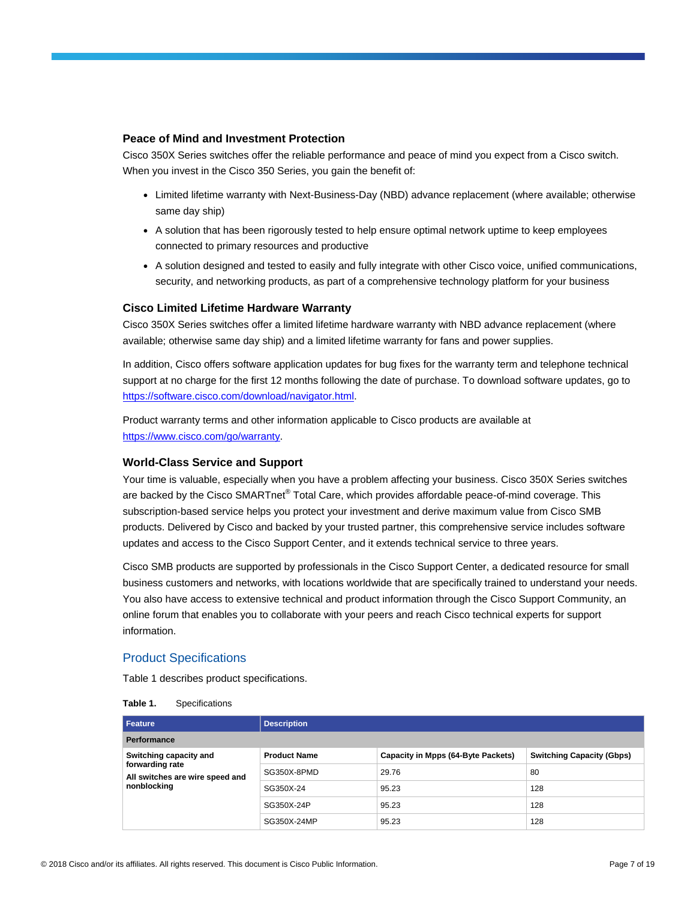### Peace of Mind and Investment Protection

Cisco 350X Series switches offer the reliable performance and peace of mind you expect from a Cisco switch. When you invest in the Cisco 350 Series, you gain the benefit of:

- Limited lifetime warranty with Next-Business-Day (NBD) advance replacement (where available; otherwise same day ship)
- A solution that has been rigorously tested to help ensure optimal network uptime to keep employees connected to primary resources and productive
- A solution designed and tested to easily and fully integrate with other Cisco voice, unified communications, security, and networking products, as part of a comprehensive technology platform for your business

### Cisco Limited Lifetime Hardware Warranty

Cisco 350X Series switches offer a limited lifetime hardware warranty with NBD advance replacement (where available; otherwise same day ship) and a limited lifetime warranty for fans and power supplies.

In addition, Cisco offers software application updates for bug fixes for the warranty term and telephone technical support at no charge for the first 12 months following the date of purchase. To download software updates, go to https://software.cisco.com/download/navigator.html.

Product warranty terms and other information applicable to Cisco products are available at https://www.cisco.com/go/warranty.

### World-Class Service and Support

Your time is valuable, especially when you have a problem affecting your business. Cisco 350X Series switches are backed by the Cisco SMARTnet® Total Care, which provides affordable peace-of-mind coverage. This subscription-based service helps you protect your investment and derive maximum value from Cisco SMB products. Delivered by Cisco and backed by your trusted partner, this comprehensive service includes software updates and access to the Cisco Support Center, and it extends technical service to three years.

Cisco SMB products are supported by professionals in the Cisco Support Center, a dedicated resource for small business customers and networks, with locations worldwide that are specifically trained to understand your needs. You also have access to extensive technical and product information through the Cisco Support Community, an online forum that enables you to collaborate with your peers and reach Cisco technical experts for support information.

## Product Specifications

Table 1 describes product specifications.

**Table 1.** Specifications

| Feature | Description | | |
|---|---|---|---|
| **Performance** | | | |
| **Switching capacity and forwarding rate** **All switches are wire speed and nonblocking** | **Product Name** | **Capacity in Mpps (64-Byte Packets)** | **Switching Capacity (Gbps)** |
| | SG350X-8PMD | 29.76 | 80 |
| | SG350X-24 | 95.23 | 128 |
| | SG350X-24P | 95.23 | 128 |
| | SG350X-24MP | 95.23 | 128 |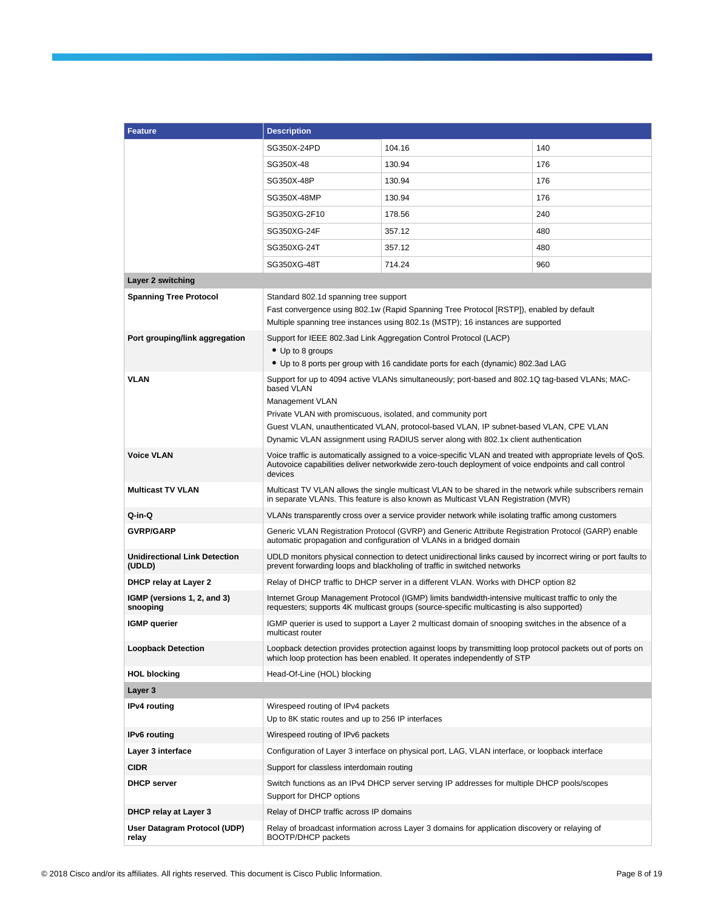| Feature | Description | | |
| --- | --- | --- | --- |
| | SG350X-24PD | 104.16 | 140 |
| | SG350X-48 | 130.94 | 176 |
| | SG350X-48P | 130.94 | 176 |
| | SG350X-48MP | 130.94 | 176 |
| | SG350XG-2F10 | 178.56 | 240 |
| | SG350XG-24F | 357.12 | 480 |
| | SG350XG-24T | 357.12 | 480 |
| | SG350XG-48T | 714.24 | 960 |
| **Layer 2 switching** | | | |
| **Spanning Tree Protocol** | Standard 802.1d spanning tree support<br>Fast convergence using 802.1w (Rapid Spanning Tree Protocol [RSTP]), enabled by default<br>Multiple spanning tree instances using 802.1s (MSTP); 16 instances are supported | | |
| **Port grouping/link aggregation** | Support for IEEE 802.3ad Link Aggregation Control Protocol (LACP)<br>• Up to 8 groups<br>• Up to 8 ports per group with 16 candidate ports for each (dynamic) 802.3ad LAG | | |
| **VLAN** | Support for up to 4094 active VLANs simultaneously; port-based and 802.1Q tag-based VLANs; MAC-based VLAN<br>Management VLAN<br>Private VLAN with promiscuous, isolated, and community port<br>Guest VLAN, unauthenticated VLAN, protocol-based VLAN, IP subnet-based VLAN, CPE VLAN<br>Dynamic VLAN assignment using RADIUS server along with 802.1x client authentication | | |
| **Voice VLAN** | Voice traffic is automatically assigned to a voice-specific VLAN and treated with appropriate levels of QoS. Autovoice capabilities deliver networkwide zero-touch deployment of voice endpoints and call control devices | | |
| **Multicast TV VLAN** | Multicast TV VLAN allows the single multicast VLAN to be shared in the network while subscribers remain in separate VLANs. This feature is also known as Multicast VLAN Registration (MVR) | | |
| **Q-in-Q** | VLANs transparently cross over a service provider network while isolating traffic among customers | | |
| **GVRP/GARP** | Generic VLAN Registration Protocol (GVRP) and Generic Attribute Registration Protocol (GARP) enable automatic propagation and configuration of VLANs in a bridged domain | | |
| **Unidirectional Link Detection (UDLD)** | UDLD monitors physical connection to detect unidirectional links caused by incorrect wiring or port faults to prevent forwarding loops and blackholing of traffic in switched networks | | |
| **DHCP relay at Layer 2** | Relay of DHCP traffic to DHCP server in a different VLAN. Works with DHCP option 82 | | |
| **IGMP (versions 1, 2, and 3) snooping** | Internet Group Management Protocol (IGMP) limits bandwidth-intensive multicast traffic to only the requesters; supports 4K multicast groups (source-specific multicasting is also supported) | | |
| **IGMP querier** | IGMP querier is used to support a Layer 2 multicast domain of snooping switches in the absence of a multicast router | | |
| **Loopback Detection** | Loopback detection provides protection against loops by transmitting loop protocol packets out of ports on which loop protection has been enabled. It operates independently of STP | | |
| **HOL blocking** | Head-Of-Line (HOL) blocking | | |
| **Layer 3** | | | |
| **IPv4 routing** | Wirespeed routing of IPv4 packets<br>Up to 8K static routes and up to 256 IP interfaces | | |
| **IPv6 routing** | Wirespeed routing of IPv6 packets | | |
| **Layer 3 interface** | Configuration of Layer 3 interface on physical port, LAG, VLAN interface, or loopback interface | | |
| **CIDR** | Support for classless interdomain routing | | |
| **DHCP server** | Switch functions as an IPv4 DHCP server serving IP addresses for multiple DHCP pools/scopes<br>Support for DHCP options | | |
| **DHCP relay at Layer 3** | Relay of DHCP traffic across IP domains | | |
| **User Datagram Protocol (UDP) relay** | Relay of broadcast information across Layer 3 domains for application discovery or relaying of BOOTP/DHCP packets | | |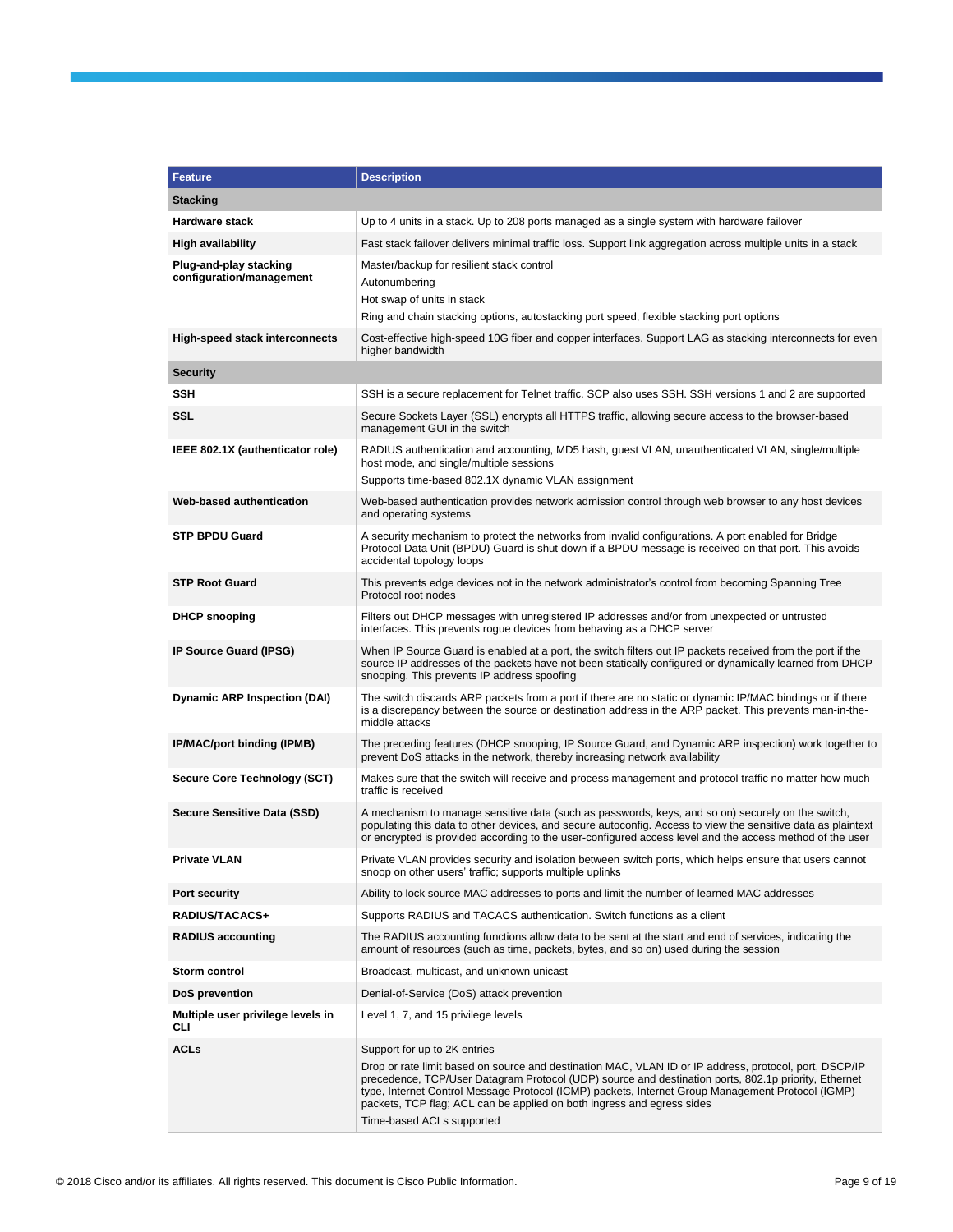| Feature | Description |
| --- | --- |
| **Stacking** | |
| **Hardware stack** | Up to 4 units in a stack. Up to 208 ports managed as a single system with hardware failover |
| **High availability** | Fast stack failover delivers minimal traffic loss. Support link aggregation across multiple units in a stack |
| **Plug-and-play stacking configuration/management** | Master/backup for resilient stack control<br>Autonumbering<br>Hot swap of units in stack<br>Ring and chain stacking options, autostacking port speed, flexible stacking port options |
| **High-speed stack interconnects** | Cost-effective high-speed 10G fiber and copper interfaces. Support LAG as stacking interconnects for even higher bandwidth |
| **Security** | |
| **SSH** | SSH is a secure replacement for Telnet traffic. SCP also uses SSH. SSH versions 1 and 2 are supported |
| **SSL** | Secure Sockets Layer (SSL) encrypts all HTTPS traffic, allowing secure access to the browser-based management GUI in the switch |
| **IEEE 802.1X (authenticator role)** | RADIUS authentication and accounting, MD5 hash, guest VLAN, unauthenticated VLAN, single/multiple host mode, and single/multiple sessions<br>Supports time-based 802.1X dynamic VLAN assignment |
| **Web-based authentication** | Web-based authentication provides network admission control through web browser to any host devices and operating systems |
| **STP BPDU Guard** | A security mechanism to protect the networks from invalid configurations. A port enabled for Bridge Protocol Data Unit (BPDU) Guard is shut down if a BPDU message is received on that port. This avoids accidental topology loops |
| **STP Root Guard** | This prevents edge devices not in the network administrator's control from becoming Spanning Tree Protocol root nodes |
| **DHCP snooping** | Filters out DHCP messages with unregistered IP addresses and/or from unexpected or untrusted interfaces. This prevents rogue devices from behaving as a DHCP server |
| **IP Source Guard (IPSG)** | When IP Source Guard is enabled at a port, the switch filters out IP packets received from the port if the source IP addresses of the packets have not been statically configured or dynamically learned from DHCP snooping. This prevents IP address spoofing |
| **Dynamic ARP Inspection (DAI)** | The switch discards ARP packets from a port if there are no static or dynamic IP/MAC bindings or if there is a discrepancy between the source or destination address in the ARP packet. This prevents man-in-the-middle attacks |
| **IP/MAC/port binding (IPMB)** | The preceding features (DHCP snooping, IP Source Guard, and Dynamic ARP inspection) work together to prevent DoS attacks in the network, thereby increasing network availability |
| **Secure Core Technology (SCT)** | Makes sure that the switch will receive and process management and protocol traffic no matter how much traffic is received |
| **Secure Sensitive Data (SSD)** | A mechanism to manage sensitive data (such as passwords, keys, and so on) securely on the switch, populating this data to other devices, and secure autoconfig. Access to view the sensitive data as plaintext or encrypted is provided according to the user-configured access level and the access method of the user |
| **Private VLAN** | Private VLAN provides security and isolation between switch ports, which helps ensure that users cannot snoop on other users' traffic; supports multiple uplinks |
| **Port security** | Ability to lock source MAC addresses to ports and limit the number of learned MAC addresses |
| **RADIUS/TACACS+** | Supports RADIUS and TACACS authentication. Switch functions as a client |
| **RADIUS accounting** | The RADIUS accounting functions allow data to be sent at the start and end of services, indicating the amount of resources (such as time, packets, bytes, and so on) used during the session |
| **Storm control** | Broadcast, multicast, and unknown unicast |
| **DoS prevention** | Denial-of-Service (DoS) attack prevention |
| **Multiple user privilege levels in CLI** | Level 1, 7, and 15 privilege levels |
| **ACLs** | Support for up to 2K entries<br>Drop or rate limit based on source and destination MAC, VLAN ID or IP address, protocol, port, DSCP/IP precedence, TCP/User Datagram Protocol (UDP) source and destination ports, 802.1p priority, Ethernet type, Internet Control Message Protocol (ICMP) packets, Internet Group Management Protocol (IGMP) packets, TCP flag; ACL can be applied on both ingress and egress sides<br>Time-based ACLs supported |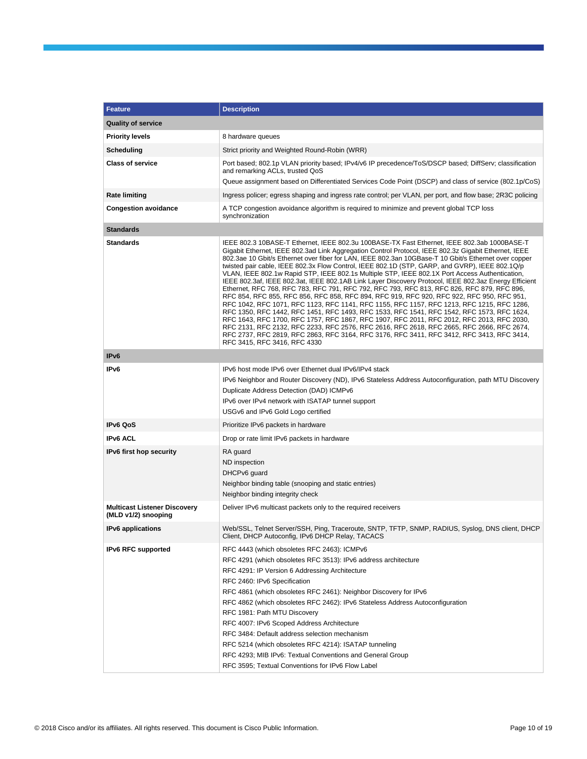| Feature | Description |
| --- | --- |
| **Quality of service** | |
| **Priority levels** | 8 hardware queues |
| **Scheduling** | Strict priority and Weighted Round-Robin (WRR) |
| **Class of service** | Port based; 802.1p VLAN priority based; IPv4/v6 IP precedence/ToS/DSCP based; DiffServ; classification and remarking ACLs, trusted QoS<br>Queue assignment based on Differentiated Services Code Point (DSCP) and class of service (802.1p/CoS) |
| **Rate limiting** | Ingress policer; egress shaping and ingress rate control; per VLAN, per port, and flow base; 2R3C policing |
| **Congestion avoidance** | A TCP congestion avoidance algorithm is required to minimize and prevent global TCP loss synchronization |
| **Standards** | |
| **Standards** | IEEE 802.3 10BASE-T Ethernet, IEEE 802.3u 100BASE-TX Fast Ethernet, IEEE 802.3ab 1000BASE-T Gigabit Ethernet, IEEE 802.3ad Link Aggregation Control Protocol, IEEE 802.3z Gigabit Ethernet, IEEE 802.3ae 10 Gbit/s Ethernet over fiber for LAN, IEEE 802.3an 10GBase-T 10 Gbit/s Ethernet over copper twisted pair cable, IEEE 802.3x Flow Control, IEEE 802.1D (STP, GARP, and GVRP), IEEE 802.1Q/p VLAN, IEEE 802.1w Rapid STP, IEEE 802.1s Multiple STP, IEEE 802.1X Port Access Authentication, IEEE 802.3af, IEEE 802.3at, IEEE 802.1AB Link Layer Discovery Protocol, IEEE 802.3az Energy Efficient Ethernet, RFC 768, RFC 783, RFC 791, RFC 792, RFC 793, RFC 813, RFC 826, RFC 879, RFC 896, RFC 854, RFC 855, RFC 856, RFC 858, RFC 894, RFC 919, RFC 920, RFC 922, RFC 950, RFC 951, RFC 1042, RFC 1071, RFC 1123, RFC 1141, RFC 1155, RFC 1157, RFC 1213, RFC 1215, RFC 1286, RFC 1350, RFC 1442, RFC 1451, RFC 1493, RFC 1533, RFC 1541, RFC 1542, RFC 1573, RFC 1624, RFC 1643, RFC 1700, RFC 1757, RFC 1867, RFC 1907, RFC 2011, RFC 2012, RFC 2013, RFC 2030, RFC 2131, RFC 2132, RFC 2233, RFC 2576, RFC 2616, RFC 2618, RFC 2665, RFC 2666, RFC 2674, RFC 2737, RFC 2819, RFC 2863, RFC 3164, RFC 3176, RFC 3411, RFC 3412, RFC 3413, RFC 3414, RFC 3415, RFC 3416, RFC 4330 |
| **IPv6** | |
| **IPv6** | IPv6 host mode IPv6 over Ethernet dual IPv6/IPv4 stack<br>IPv6 Neighbor and Router Discovery (ND), IPv6 Stateless Address Autoconfiguration, path MTU Discovery<br>Duplicate Address Detection (DAD) ICMPv6<br>IPv6 over IPv4 network with ISATAP tunnel support<br>USGv6 and IPv6 Gold Logo certified |
| **IPv6 QoS** | Prioritize IPv6 packets in hardware |
| **IPv6 ACL** | Drop or rate limit IPv6 packets in hardware |
| **IPv6 first hop security** | RA guard<br>ND inspection<br>DHCPv6 guard<br>Neighbor binding table (snooping and static entries)<br>Neighbor binding integrity check |
| **Multicast Listener Discovery (MLD v1/2) snooping** | Deliver IPv6 multicast packets only to the required receivers |
| **IPv6 applications** | Web/SSL, Telnet Server/SSH, Ping, Traceroute, SNTP, TFTP, SNMP, RADIUS, Syslog, DNS client, DHCP Client, DHCP Autoconfig, IPv6 DHCP Relay, TACACS |
| **IPv6 RFC supported** | RFC 4443 (which obsoletes RFC 2463): ICMPv6<br>RFC 4291 (which obsoletes RFC 3513): IPv6 address architecture<br>RFC 4291: IP Version 6 Addressing Architecture<br>RFC 2460: IPv6 Specification<br>RFC 4861 (which obsoletes RFC 2461): Neighbor Discovery for IPv6<br>RFC 4862 (which obsoletes RFC 2462): IPv6 Stateless Address Autoconfiguration<br>RFC 1981: Path MTU Discovery<br>RFC 4007: IPv6 Scoped Address Architecture<br>RFC 3484: Default address selection mechanism<br>RFC 5214 (which obsoletes RFC 4214): ISATAP tunneling<br>RFC 4293; MIB IPv6: Textual Conventions and General Group<br>RFC 3595; Textual Conventions for IPv6 Flow Label |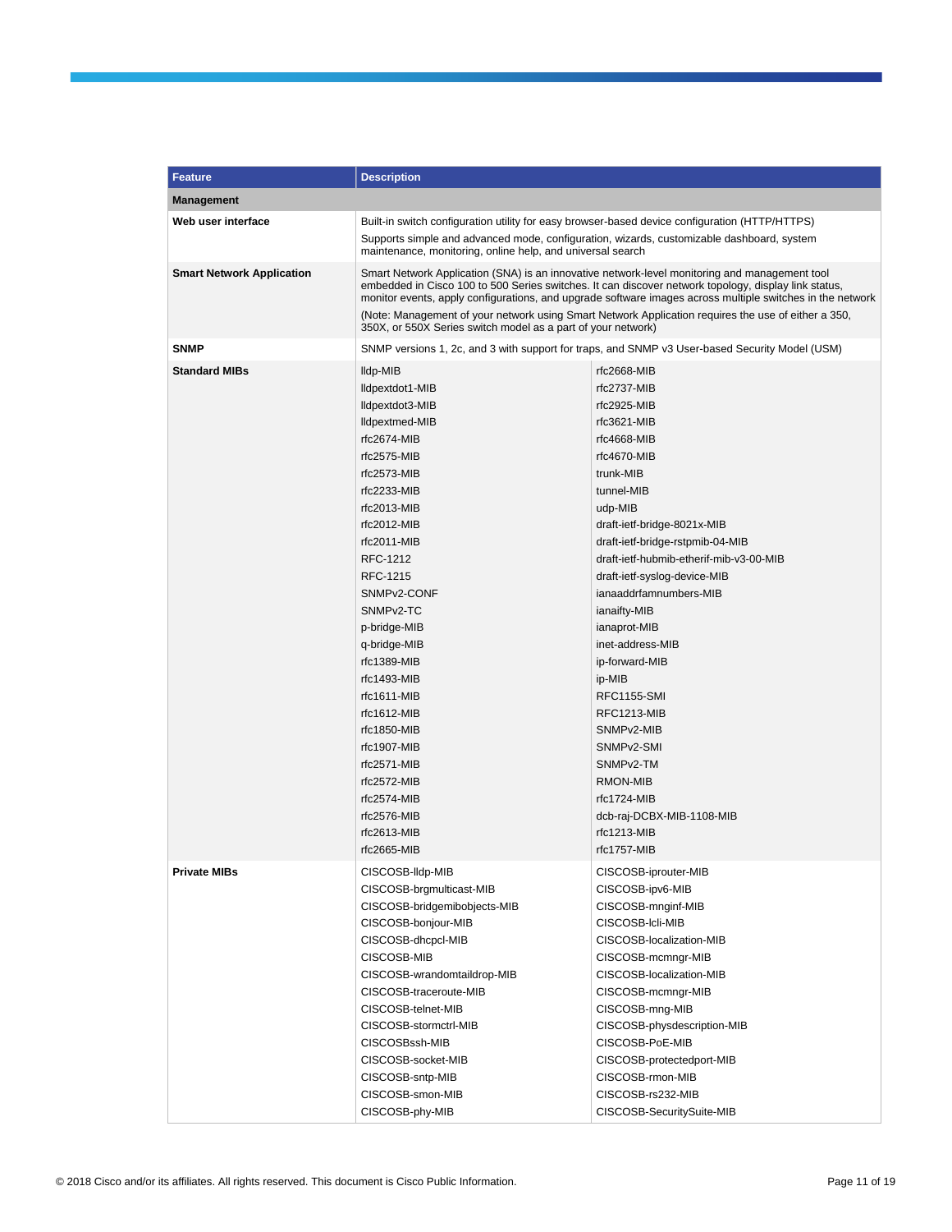| Feature | Description | |
|---|---|---|
| **Management** | | |
| **Web user interface** | Built-in switch configuration utility for easy browser-based device configuration (HTTP/HTTPS)<br>Supports simple and advanced mode, configuration, wizards, customizable dashboard, system maintenance, monitoring, online help, and universal search | |
| **Smart Network Application** | Smart Network Application (SNA) is an innovative network-level monitoring and management tool embedded in Cisco 100 to 500 Series switches. It can discover network topology, display link status, monitor events, apply configurations, and upgrade software images across multiple switches in the network<br>(Note: Management of your network using Smart Network Application requires the use of either a 350, 350X, or 550X Series switch model as a part of your network) | |
| **SNMP** | SNMP versions 1, 2c, and 3 with support for traps, and SNMP v3 User-based Security Model (USM) | |
| **Standard MIBs** | lldp-MIB<br>lldpextdot1-MIB<br>lldpextdot3-MIB<br>lldpextmed-MIB<br>rfc2674-MIB<br>rfc2575-MIB<br>rfc2573-MIB<br>rfc2233-MIB<br>rfc2013-MIB<br>rfc2012-MIB<br>rfc2011-MIB<br>RFC-1212<br>RFC-1215<br>SNMPv2-CONF<br>SNMPv2-TC<br>p-bridge-MIB<br>q-bridge-MIB<br>rfc1389-MIB<br>rfc1493-MIB<br>rfc1611-MIB<br>rfc1612-MIB<br>rfc1850-MIB<br>rfc1907-MIB<br>rfc2571-MIB<br>rfc2572-MIB<br>rfc2574-MIB<br>rfc2576-MIB<br>rfc2613-MIB<br>rfc2665-MIB | rfc2668-MIB<br>rfc2737-MIB<br>rfc2925-MIB<br>rfc3621-MIB<br>rfc4668-MIB<br>rfc4670-MIB<br>trunk-MIB<br>tunnel-MIB<br>udp-MIB<br>draft-ietf-bridge-8021x-MIB<br>draft-ietf-bridge-rstpmib-04-MIB<br>draft-ietf-hubmib-etherif-mib-v3-00-MIB<br>draft-ietf-syslog-device-MIB<br>ianaaddrfamnumbers-MIB<br>ianaifty-MIB<br>ianaprot-MIB<br>inet-address-MIB<br>ip-forward-MIB<br>ip-MIB<br>RFC1155-SMI<br>RFC1213-MIB<br>SNMPv2-MIB<br>SNMPv2-SMI<br>SNMPv2-TM<br>RMON-MIB<br>rfc1724-MIB<br>dcb-raj-DCBX-MIB-1108-MIB<br>rfc1213-MIB<br>rfc1757-MIB |
| **Private MIBs** | CISCOSB-lldp-MIB<br>CISCOSB-brgmulticast-MIB<br>CISCOSB-bridgemibobjects-MIB<br>CISCOSB-bonjour-MIB<br>CISCOSB-dhcpcl-MIB<br>CISCOSB-MIB<br>CISCOSB-wrandomtaildrop-MIB<br>CISCOSB-traceroute-MIB<br>CISCOSB-telnet-MIB<br>CISCOSB-stormctrl-MIB<br>CISCOSBssh-MIB<br>CISCOSB-socket-MIB<br>CISCOSB-sntp-MIB<br>CISCOSB-smon-MIB<br>CISCOSB-phy-MIB | CISCOSB-iprouter-MIB<br>CISCOSB-ipv6-MIB<br>CISCOSB-mnginf-MIB<br>CISCOSB-lcli-MIB<br>CISCOSB-localization-MIB<br>CISCOSB-mcmngr-MIB<br>CISCOSB-localization-MIB<br>CISCOSB-mcmngr-MIB<br>CISCOSB-mng-MIB<br>CISCOSB-physdescription-MIB<br>CISCOSB-PoE-MIB<br>CISCOSB-protectedport-MIB<br>CISCOSB-rmon-MIB<br>CISCOSB-rs232-MIB<br>CISCOSB-SecuritySuite-MIB |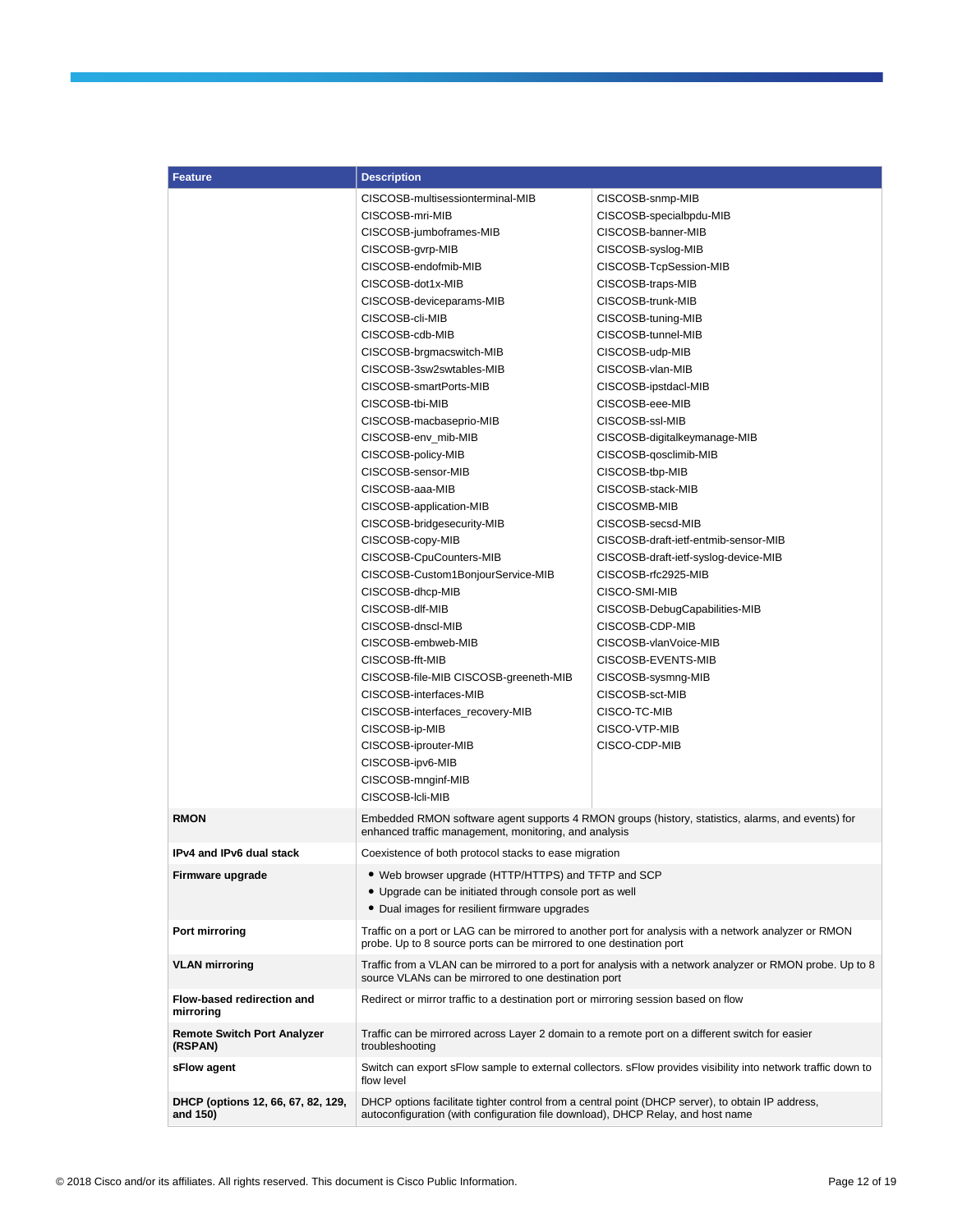| Feature | Description |
|---|---|
| | CISCOSB-multisessionterminal-MIB<br>CISCOSB-mri-MIB<br>CISCOSB-jumboframes-MIB<br>CISCOSB-gvrp-MIB<br>CISCOSB-endofmib-MIB<br>CISCOSB-dot1x-MIB<br>CISCOSB-deviceparams-MIB<br>CISCOSB-cli-MIB<br>CISCOSB-cdb-MIB<br>CISCOSB-brgmacswitch-MIB<br>CISCOSB-3sw2swtables-MIB<br>CISCOSB-smartPorts-MIB<br>CISCOSB-tbi-MIB<br>CISCOSB-macbaseprio-MIB<br>CISCOSB-env_mib-MIB<br>CISCOSB-policy-MIB<br>CISCOSB-sensor-MIB<br>CISCOSB-aaa-MIB<br>CISCOSB-application-MIB<br>CISCOSB-bridgesecurity-MIB<br>CISCOSB-copy-MIB<br>CISCOSB-CpuCounters-MIB<br>CISCOSB-Custom1BonjourService-MIB<br>CISCOSB-dhcp-MIB<br>CISCOSB-dlf-MIB<br>CISCOSB-dnscl-MIB<br>CISCOSB-embweb-MIB<br>CISCOSB-fft-MIB<br>CISCOSB-file-MIB CISCOSB-greeneth-MIB<br>CISCOSB-interfaces-MIB<br>CISCOSB-interfaces_recovery-MIB<br>CISCOSB-ip-MIB<br>CISCOSB-iprouter-MIB<br>CISCOSB-ipv6-MIB<br>CISCOSB-mnginf-MIB<br>CISCOSB-lcli-MIB<br>CISCOSB-snmp-MIB<br>CISCOSB-specialbpdu-MIB<br>CISCOSB-banner-MIB<br>CISCOSB-syslog-MIB<br>CISCOSB-TcpSession-MIB<br>CISCOSB-traps-MIB<br>CISCOSB-trunk-MIB<br>CISCOSB-tuning-MIB<br>CISCOSB-tunnel-MIB<br>CISCOSB-udp-MIB<br>CISCOSB-vlan-MIB<br>CISCOSB-ipstdacl-MIB<br>CISCOSB-eee-MIB<br>CISCOSB-ssl-MIB<br>CISCOSB-digitalkeymanage-MIB<br>CISCOSB-qosclimib-MIB<br>CISCOSB-tbp-MIB<br>CISCOSB-stack-MIB<br>CISCOSMB-MIB<br>CISCOSB-secsd-MIB<br>CISCOSB-draft-ietf-entmib-sensor-MIB<br>CISCOSB-draft-ietf-syslog-device-MIB<br>CISCOSB-rfc2925-MIB<br>CISCO-SMI-MIB<br>CISCOSB-DebugCapabilities-MIB<br>CISCOSB-CDP-MIB<br>CISCOSB-vlanVoice-MIB<br>CISCOSB-EVENTS-MIB<br>CISCOSB-sysmng-MIB<br>CISCOSB-sct-MIB<br>CISCO-TC-MIB<br>CISCO-VTP-MIB<br>CISCO-CDP-MIB |
| **RMON** | Embedded RMON software agent supports 4 RMON groups (history, statistics, alarms, and events) for enhanced traffic management, monitoring, and analysis |
| **IPv4 and IPv6 dual stack** | Coexistence of both protocol stacks to ease migration |
| **Firmware upgrade** | • Web browser upgrade (HTTP/HTTPS) and TFTP and SCP<br>• Upgrade can be initiated through console port as well<br>• Dual images for resilient firmware upgrades |
| **Port mirroring** | Traffic on a port or LAG can be mirrored to another port for analysis with a network analyzer or RMON probe. Up to 8 source ports can be mirrored to one destination port |
| **VLAN mirroring** | Traffic from a VLAN can be mirrored to a port for analysis with a network analyzer or RMON probe. Up to 8 source VLANs can be mirrored to one destination port |
| **Flow-based redirection and mirroring** | Redirect or mirror traffic to a destination port or mirroring session based on flow |
| **Remote Switch Port Analyzer (RSPAN)** | Traffic can be mirrored across Layer 2 domain to a remote port on a different switch for easier troubleshooting |
| **sFlow agent** | Switch can export sFlow sample to external collectors. sFlow provides visibility into network traffic down to flow level |
| **DHCP (options 12, 66, 67, 82, 129, and 150)** | DHCP options facilitate tighter control from a central point (DHCP server), to obtain IP address, autoconfiguration (with configuration file download), DHCP Relay, and host name |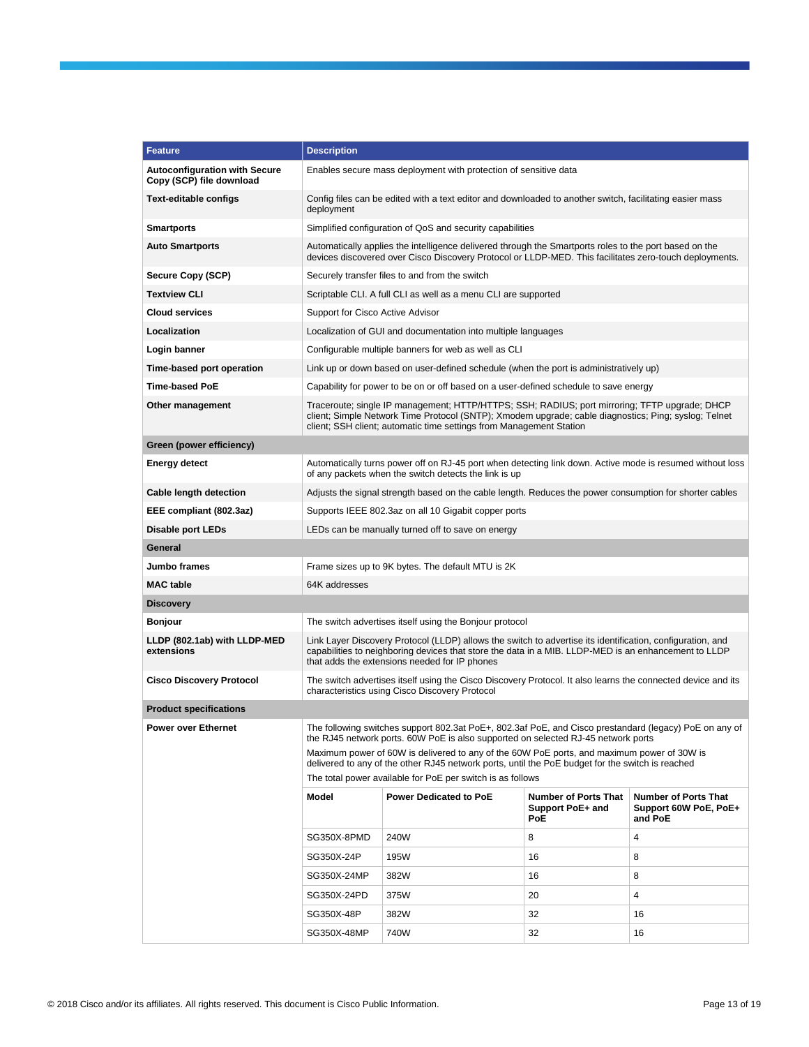| Feature | Description |
|---|---|
| **Autoconfiguration with Secure Copy (SCP) file download** | Enables secure mass deployment with protection of sensitive data |
| **Text-editable configs** | Config files can be edited with a text editor and downloaded to another switch, facilitating easier mass deployment |
| **Smartports** | Simplified configuration of QoS and security capabilities |
| **Auto Smartports** | Automatically applies the intelligence delivered through the Smartports roles to the port based on the devices discovered over Cisco Discovery Protocol or LLDP-MED. This facilitates zero-touch deployments. |
| **Secure Copy (SCP)** | Securely transfer files to and from the switch |
| **Textview CLI** | Scriptable CLI. A full CLI as well as a menu CLI are supported |
| **Cloud services** | Support for Cisco Active Advisor |
| **Localization** | Localization of GUI and documentation into multiple languages |
| **Login banner** | Configurable multiple banners for web as well as CLI |
| **Time-based port operation** | Link up or down based on user-defined schedule (when the port is administratively up) |
| **Time-based PoE** | Capability for power to be on or off based on a user-defined schedule to save energy |
| **Other management** | Traceroute; single IP management; HTTP/HTTPS; SSH; RADIUS; port mirroring; TFTP upgrade; DHCP client; Simple Network Time Protocol (SNTP); Xmodem upgrade; cable diagnostics; Ping; syslog; Telnet client; SSH client; automatic time settings from Management Station |
| **Green (power efficiency)** | |
| **Energy detect** | Automatically turns power off on RJ-45 port when detecting link down. Active mode is resumed without loss of any packets when the switch detects the link is up |
| **Cable length detection** | Adjusts the signal strength based on the cable length. Reduces the power consumption for shorter cables |
| **EEE compliant (802.3az)** | Supports IEEE 802.3az on all 10 Gigabit copper ports |
| **Disable port LEDs** | LEDs can be manually turned off to save on energy |
| **General** | |
| **Jumbo frames** | Frame sizes up to 9K bytes. The default MTU is 2K |
| **MAC table** | 64K addresses |
| **Discovery** | |
| **Bonjour** | The switch advertises itself using the Bonjour protocol |
| **LLDP (802.1ab) with LLDP-MED extensions** | Link Layer Discovery Protocol (LLDP) allows the switch to advertise its identification, configuration, and capabilities to neighboring devices that store the data in a MIB. LLDP-MED is an enhancement to LLDP that adds the extensions needed for IP phones |
| **Cisco Discovery Protocol** | The switch advertises itself using the Cisco Discovery Protocol. It also learns the connected device and its characteristics using Cisco Discovery Protocol |
| **Product specifications** | |
| **Power over Ethernet** | The following switches support 802.3at PoE+, 802.3af PoE, and Cisco prestandard (legacy) PoE on any of the RJ45 network ports. 60W PoE is also supported on selected RJ-45 network ports<br>Maximum power of 60W is delivered to any of the 60W PoE ports, and maximum power of 30W is delivered to any of the other RJ45 network ports, until the PoE budget for the switch is reached<br>The total power available for PoE per switch is as follows |

| Model | Power Dedicated to PoE | Number of Ports That Support PoE+ and PoE | Number of Ports That Support 60W PoE, PoE+ and PoE |
|---|---|---|---|
| SG350X-8PMD | 240W | 8 | 4 |
| SG350X-24P | 195W | 16 | 8 |
| SG350X-24MP | 382W | 16 | 8 |
| SG350X-24PD | 375W | 20 | 4 |
| SG350X-48P | 382W | 32 | 16 |
| SG350X-48MP | 740W | 32 | 16 |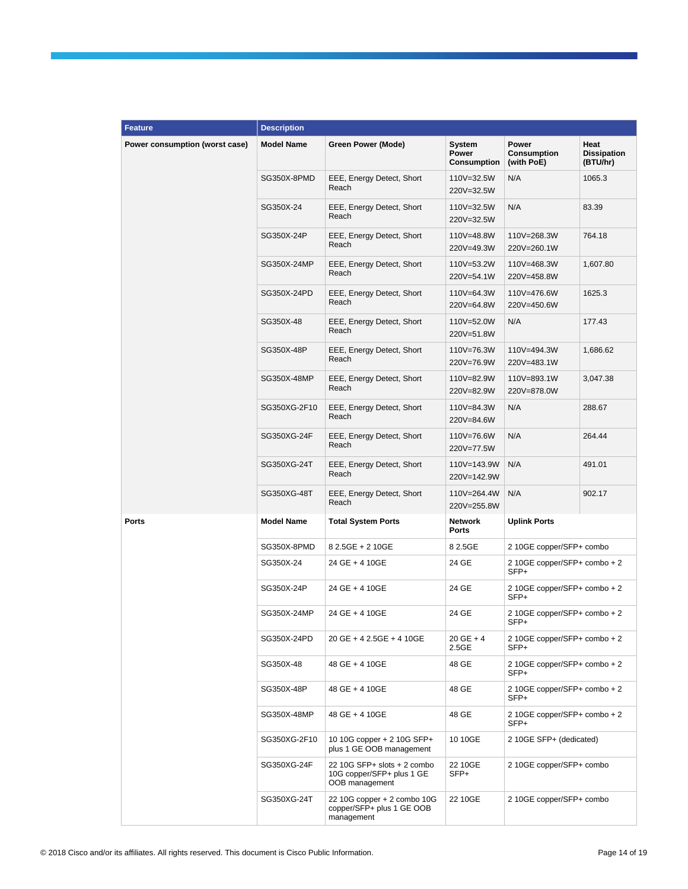| Feature | Description | | | | |
|---|---|---|---|---|---|
| Power consumption (worst case) | **Model Name** | **Green Power (Mode)** | **System Power Consumption** | **Power Consumption (with PoE)** | **Heat Dissipation (BTU/hr)** |
| | SG350X-8PMD | EEE, Energy Detect, Short Reach | 110V=32.5W 220V=32.5W | N/A | 1065.3 |
| | SG350X-24 | EEE, Energy Detect, Short Reach | 110V=32.5W 220V=32.5W | N/A | 83.39 |
| | SG350X-24P | EEE, Energy Detect, Short Reach | 110V=48.8W 220V=49.3W | 110V=268.3W 220V=260.1W | 764.18 |
| | SG350X-24MP | EEE, Energy Detect, Short Reach | 110V=53.2W 220V=54.1W | 110V=468.3W 220V=458.8W | 1,607.80 |
| | SG350X-24PD | EEE, Energy Detect, Short Reach | 110V=64.3W 220V=64.8W | 110V=476.6W 220V=450.6W | 1625.3 |
| | SG350X-48 | EEE, Energy Detect, Short Reach | 110V=52.0W 220V=51.8W | N/A | 177.43 |
| | SG350X-48P | EEE, Energy Detect, Short Reach | 110V=76.3W 220V=76.9W | 110V=494.3W 220V=483.1W | 1,686.62 |
| | SG350X-48MP | EEE, Energy Detect, Short Reach | 110V=82.9W 220V=82.9W | 110V=893.1W 220V=878.0W | 3,047.38 |
| | SG350XG-2F10 | EEE, Energy Detect, Short Reach | 110V=84.3W 220V=84.6W | N/A | 288.67 |
| | SG350XG-24F | EEE, Energy Detect, Short Reach | 110V=76.6W 220V=77.5W | N/A | 264.44 |
| | SG350XG-24T | EEE, Energy Detect, Short Reach | 110V=143.9W 220V=142.9W | N/A | 491.01 |
| | SG350XG-48T | EEE, Energy Detect, Short Reach | 110V=264.4W 220V=255.8W | N/A | 902.17 |
| **Ports** | **Model Name** | **Total System Ports** | **Network Ports** | **Uplink Ports** | |
| | SG350X-8PMD | 8 2.5GE + 2 10GE | 8 2.5GE | 2 10GE copper/SFP+ combo | |
| | SG350X-24 | 24 GE + 4 10GE | 24 GE | 2 10GE copper/SFP+ combo + 2 SFP+ | |
| | SG350X-24P | 24 GE + 4 10GE | 24 GE | 2 10GE copper/SFP+ combo + 2 SFP+ | |
| | SG350X-24MP | 24 GE + 4 10GE | 24 GE | 2 10GE copper/SFP+ combo + 2 SFP+ | |
| | SG350X-24PD | 20 GE + 4 2.5GE + 4 10GE | 20 GE + 4 2.5GE | 2 10GE copper/SFP+ combo + 2 SFP+ | |
| | SG350X-48 | 48 GE + 4 10GE | 48 GE | 2 10GE copper/SFP+ combo + 2 SFP+ | |
| | SG350X-48P | 48 GE + 4 10GE | 48 GE | 2 10GE copper/SFP+ combo + 2 SFP+ | |
| | SG350X-48MP | 48 GE + 4 10GE | 48 GE | 2 10GE copper/SFP+ combo + 2 SFP+ | |
| | SG350XG-2F10 | 10 10G copper + 2 10G SFP+ plus 1 GE OOB management | 10 10GE | 2 10GE SFP+ (dedicated) | |
| | SG350XG-24F | 22 10G SFP+ slots + 2 combo 10G copper/SFP+ plus 1 GE OOB management | 22 10GE SFP+ | 2 10GE copper/SFP+ combo | |
| | SG350XG-24T | 22 10G copper + 2 combo 10G copper/SFP+ plus 1 GE OOB management | 22 10GE | 2 10GE copper/SFP+ combo | |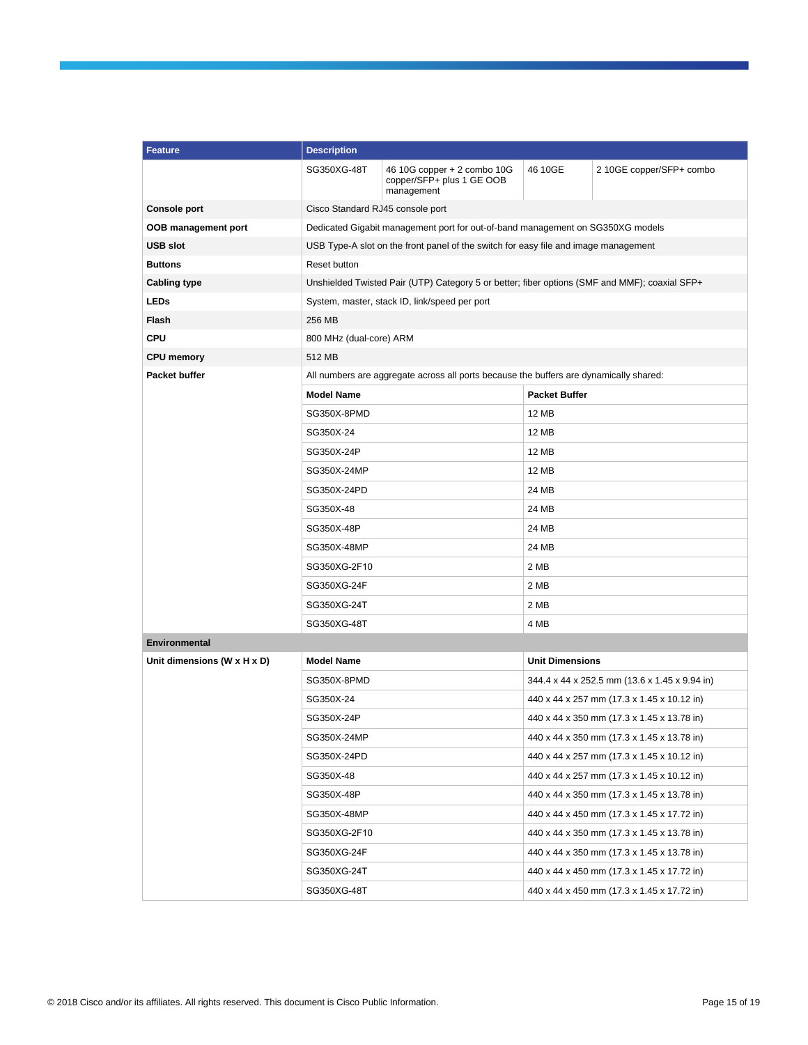| Feature | Description | | | |
|---|---|---|---|---|
| | SG350XG-48T | 46 10G copper + 2 combo 10G copper/SFP+ plus 1 GE OOB management | 46 10GE | 2 10GE copper/SFP+ combo |
| **Console port** | Cisco Standard RJ45 console port | | | |
| **OOB management port** | Dedicated Gigabit management port for out-of-band management on SG350XG models | | | |
| **USB slot** | USB Type-A slot on the front panel of the switch for easy file and image management | | | |
| **Buttons** | Reset button | | | |
| **Cabling type** | Unshielded Twisted Pair (UTP) Category 5 or better; fiber options (SMF and MMF); coaxial SFP+ | | | |
| **LEDs** | System, master, stack ID, link/speed per port | | | |
| **Flash** | 256 MB | | | |
| **CPU** | 800 MHz (dual-core) ARM | | | |
| **CPU memory** | 512 MB | | | |
| **Packet buffer** | All numbers are aggregate across all ports because the buffers are dynamically shared: | | | |
| | **Model Name** | | **Packet Buffer** | |
| | SG350X-8PMD | | 12 MB | |
| | SG350X-24 | | 12 MB | |
| | SG350X-24P | | 12 MB | |
| | SG350X-24MP | | 12 MB | |
| | SG350X-24PD | | 24 MB | |
| | SG350X-48 | | 24 MB | |
| | SG350X-48P | | 24 MB | |
| | SG350X-48MP | | 24 MB | |
| | SG350XG-2F10 | | 2 MB | |
| | SG350XG-24F | | 2 MB | |
| | SG350XG-24T | | 2 MB | |
| | SG350XG-48T | | 4 MB | |
| **Environmental** | | | | |
| **Unit dimensions (W x H x D)** | **Model Name** | | **Unit Dimensions** | |
| | SG350X-8PMD | | 344.4 x 44 x 252.5 mm (13.6 x 1.45 x 9.94 in) | |
| | SG350X-24 | | 440 x 44 x 257 mm (17.3 x 1.45 x 10.12 in) | |
| | SG350X-24P | | 440 x 44 x 350 mm (17.3 x 1.45 x 13.78 in) | |
| | SG350X-24MP | | 440 x 44 x 350 mm (17.3 x 1.45 x 13.78 in) | |
| | SG350X-24PD | | 440 x 44 x 257 mm (17.3 x 1.45 x 10.12 in) | |
| | SG350X-48 | | 440 x 44 x 257 mm (17.3 x 1.45 x 10.12 in) | |
| | SG350X-48P | | 440 x 44 x 350 mm (17.3 x 1.45 x 13.78 in) | |
| | SG350X-48MP | | 440 x 44 x 450 mm (17.3 x 1.45 x 17.72 in) | |
| | SG350XG-2F10 | | 440 x 44 x 350 mm (17.3 x 1.45 x 13.78 in) | |
| | SG350XG-24F | | 440 x 44 x 350 mm (17.3 x 1.45 x 13.78 in) | |
| | SG350XG-24T | | 440 x 44 x 450 mm (17.3 x 1.45 x 17.72 in) | |
| | SG350XG-48T | | 440 x 44 x 450 mm (17.3 x 1.45 x 17.72 in) | |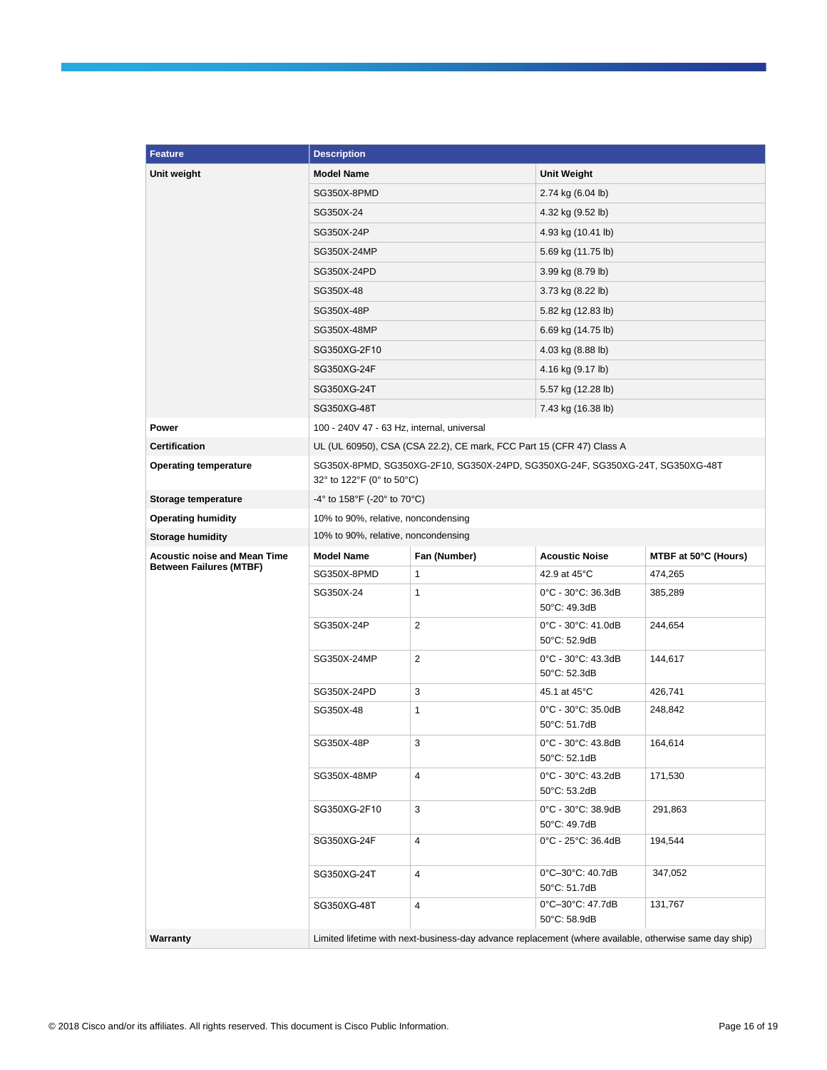| Feature | Description | | | |
|---|---|---|---|---|
| **Unit weight** | **Model Name** | | **Unit Weight** | |
| | SG350X-8PMD | | 2.74 kg (6.04 lb) | |
| | SG350X-24 | | 4.32 kg (9.52 lb) | |
| | SG350X-24P | | 4.93 kg (10.41 lb) | |
| | SG350X-24MP | | 5.69 kg (11.75 lb) | |
| | SG350X-24PD | | 3.99 kg (8.79 lb) | |
| | SG350X-48 | | 3.73 kg (8.22 lb) | |
| | SG350X-48P | | 5.82 kg (12.83 lb) | |
| | SG350X-48MP | | 6.69 kg (14.75 lb) | |
| | SG350XG-2F10 | | 4.03 kg (8.88 lb) | |
| | SG350XG-24F | | 4.16 kg (9.17 lb) | |
| | SG350XG-24T | | 5.57 kg (12.28 lb) | |
| | SG350XG-48T | | 7.43 kg (16.38 lb) | |
| **Power** | 100 - 240V 47 - 63 Hz, internal, universal | | | |
| **Certification** | UL (UL 60950), CSA (CSA 22.2), CE mark, FCC Part 15 (CFR 47) Class A | | | |
| **Operating temperature** | SG350X-8PMD, SG350XG-2F10, SG350X-24PD, SG350XG-24F, SG350XG-24T, SG350XG-48T<br>32° to 122°F (0° to 50°C) | | | |
| **Storage temperature** | -4° to 158°F (-20° to 70°C) | | | |
| **Operating humidity** | 10% to 90%, relative, noncondensing | | | |
| **Storage humidity** | 10% to 90%, relative, noncondensing | | | |
| **Acoustic noise and Mean Time Between Failures (MTBF)** | **Model Name** | **Fan (Number)** | **Acoustic Noise** | **MTBF at 50°C (Hours)** |
| | SG350X-8PMD | 1 | 42.9 at 45°C | 474,265 |
| | SG350X-24 | 1 | 0°C - 30°C: 36.3dB<br>50°C: 49.3dB | 385,289 |
| | SG350X-24P | 2 | 0°C - 30°C: 41.0dB<br>50°C: 52.9dB | 244,654 |
| | SG350X-24MP | 2 | 0°C - 30°C: 43.3dB<br>50°C: 52.3dB | 144,617 |
| | SG350X-24PD | 3 | 45.1 at 45°C | 426,741 |
| | SG350X-48 | 1 | 0°C - 30°C: 35.0dB<br>50°C: 51.7dB | 248,842 |
| | SG350X-48P | 3 | 0°C - 30°C: 43.8dB<br>50°C: 52.1dB | 164,614 |
| | SG350X-48MP | 4 | 0°C - 30°C: 43.2dB<br>50°C: 53.2dB | 171,530 |
| | SG350XG-2F10 | 3 | 0°C - 30°C: 38.9dB<br>50°C: 49.7dB | 291,863 |
| | SG350XG-24F | 4 | 0°C - 25°C: 36.4dB | 194,544 |
| | SG350XG-24T | 4 | 0°C–30°C: 40.7dB<br>50°C: 51.7dB | 347,052 |
| | SG350XG-48T | 4 | 0°C–30°C: 47.7dB<br>50°C: 58.9dB | 131,767 |
| **Warranty** | Limited lifetime with next-business-day advance replacement (where available, otherwise same day ship) | | | |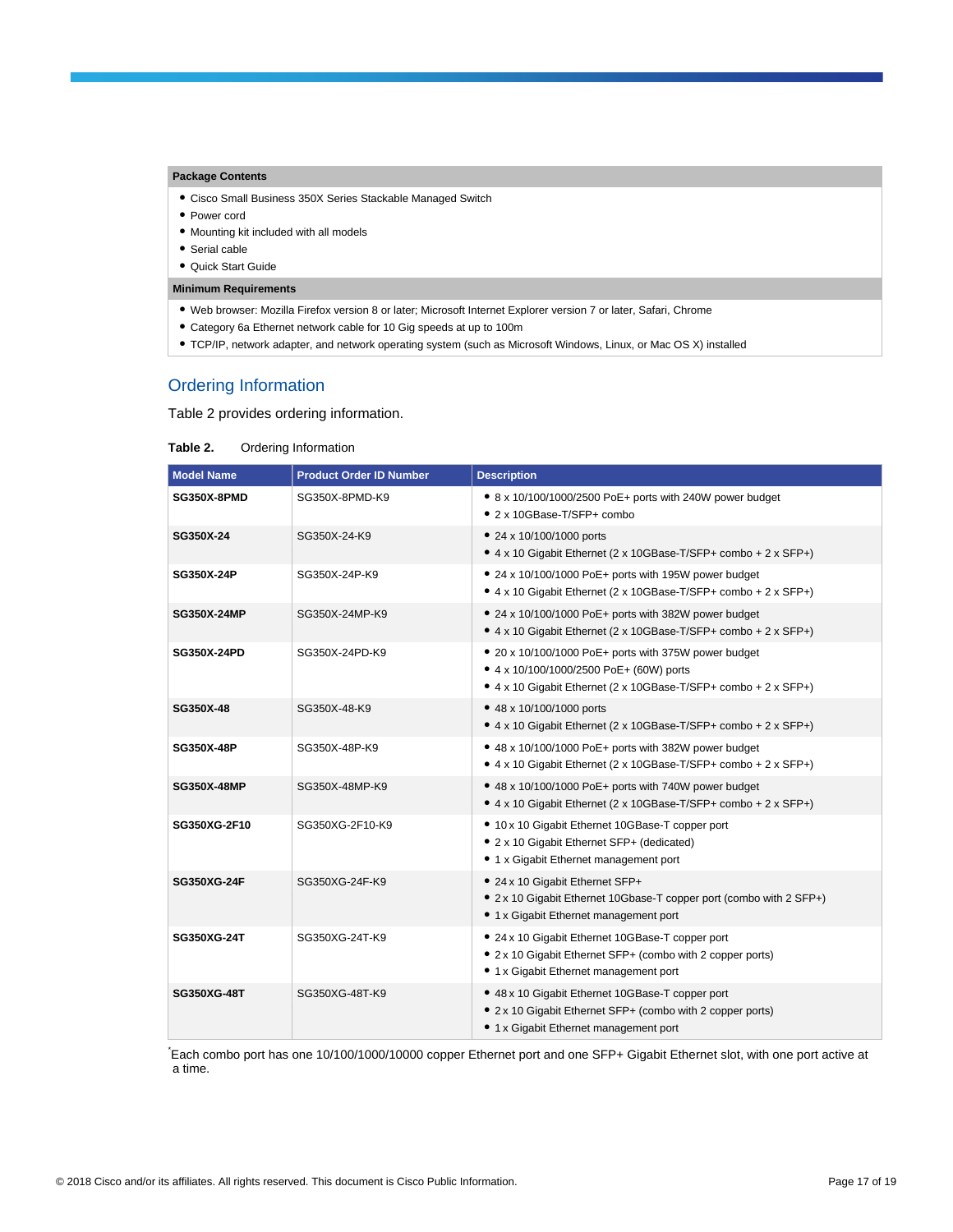| Package Contents |
| --- |
| • Cisco Small Business 350X Series Stackable Managed Switch<br>• Power cord<br>• Mounting kit included with all models<br>• Serial cable<br>• Quick Start Guide |
| **Minimum Requirements** |
| • Web browser: Mozilla Firefox version 8 or later; Microsoft Internet Explorer version 7 or later, Safari, Chrome<br>• Category 6a Ethernet network cable for 10 Gig speeds at up to 100m<br>• TCP/IP, network adapter, and network operating system (such as Microsoft Windows, Linux, or Mac OS X) installed |

## Ordering Information

Table 2 provides ordering information.

**Table 2.** Ordering Information

| Model Name | Product Order ID Number | Description |
| --- | --- | --- |
| **SG350X-8PMD** | SG350X-8PMD-K9 | • 8 x 10/100/1000/2500 PoE+ ports with 240W power budget<br>• 2 x 10GBase-T/SFP+ combo |
| **SG350X-24** | SG350X-24-K9 | • 24 x 10/100/1000 ports<br>• 4 x 10 Gigabit Ethernet (2 x 10GBase-T/SFP+ combo + 2 x SFP+) |
| **SG350X-24P** | SG350X-24P-K9 | • 24 x 10/100/1000 PoE+ ports with 195W power budget<br>• 4 x 10 Gigabit Ethernet (2 x 10GBase-T/SFP+ combo + 2 x SFP+) |
| **SG350X-24MP** | SG350X-24MP-K9 | • 24 x 10/100/1000 PoE+ ports with 382W power budget<br>• 4 x 10 Gigabit Ethernet (2 x 10GBase-T/SFP+ combo + 2 x SFP+) |
| **SG350X-24PD** | SG350X-24PD-K9 | • 20 x 10/100/1000 PoE+ ports with 375W power budget<br>• 4 x 10/100/1000/2500 PoE+ (60W) ports<br>• 4 x 10 Gigabit Ethernet (2 x 10GBase-T/SFP+ combo + 2 x SFP+) |
| **SG350X-48** | SG350X-48-K9 | • 48 x 10/100/1000 ports<br>• 4 x 10 Gigabit Ethernet (2 x 10GBase-T/SFP+ combo + 2 x SFP+) |
| **SG350X-48P** | SG350X-48P-K9 | • 48 x 10/100/1000 PoE+ ports with 382W power budget<br>• 4 x 10 Gigabit Ethernet (2 x 10GBase-T/SFP+ combo + 2 x SFP+) |
| **SG350X-48MP** | SG350X-48MP-K9 | • 48 x 10/100/1000 PoE+ ports with 740W power budget<br>• 4 x 10 Gigabit Ethernet (2 x 10GBase-T/SFP+ combo + 2 x SFP+) |
| **SG350XG-2F10** | SG350XG-2F10-K9 | • 10 x 10 Gigabit Ethernet 10GBase-T copper port<br>• 2 x 10 Gigabit Ethernet SFP+ (dedicated)<br>• 1 x Gigabit Ethernet management port |
| **SG350XG-24F** | SG350XG-24F-K9 | • 24 x 10 Gigabit Ethernet SFP+<br>• 2 x 10 Gigabit Ethernet 10Gbase-T copper port (combo with 2 SFP+)<br>• 1 x Gigabit Ethernet management port |
| **SG350XG-24T** | SG350XG-24T-K9 | • 24 x 10 Gigabit Ethernet 10GBase-T copper port<br>• 2 x 10 Gigabit Ethernet SFP+ (combo with 2 copper ports)<br>• 1 x Gigabit Ethernet management port |
| **SG350XG-48T** | SG350XG-48T-K9 | • 48 x 10 Gigabit Ethernet 10GBase-T copper port<br>• 2 x 10 Gigabit Ethernet SFP+ (combo with 2 copper ports)<br>• 1 x Gigabit Ethernet management port |

*Each combo port has one 10/100/1000/10000 copper Ethernet port and one SFP+ Gigabit Ethernet slot, with one port active at a time.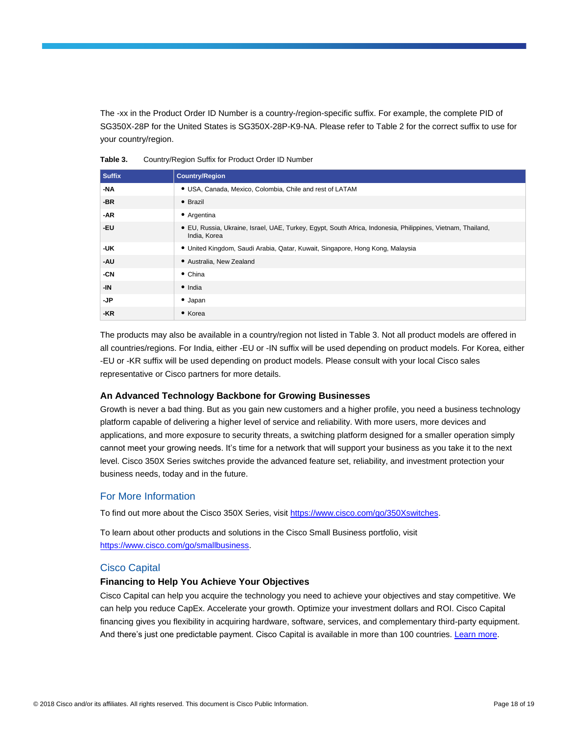The -xx in the Product Order ID Number is a country-/region-specific suffix. For example, the complete PID of SG350X-28P for the United States is SG350X-28P-K9-NA. Please refer to Table 2 for the correct suffix to use for your country/region.

**Table 3.** Country/Region Suffix for Product Order ID Number

| Suffix | Country/Region |
|---|---|
| **-NA** | • USA, Canada, Mexico, Colombia, Chile and rest of LATAM |
| **-BR** | • Brazil |
| **-AR** | • Argentina |
| **-EU** | • EU, Russia, Ukraine, Israel, UAE, Turkey, Egypt, South Africa, Indonesia, Philippines, Vietnam, Thailand, India, Korea |
| **-UK** | • United Kingdom, Saudi Arabia, Qatar, Kuwait, Singapore, Hong Kong, Malaysia |
| **-AU** | • Australia, New Zealand |
| **-CN** | • China |
| **-IN** | • India |
| **-JP** | • Japan |
| **-KR** | • Korea |

The products may also be available in a country/region not listed in Table 3. Not all product models are offered in all countries/regions. For India, either -EU or -IN suffix will be used depending on product models. For Korea, either -EU or -KR suffix will be used depending on product models. Please consult with your local Cisco sales representative or Cisco partners for more details.

### An Advanced Technology Backbone for Growing Businesses

Growth is never a bad thing. But as you gain new customers and a higher profile, you need a business technology platform capable of delivering a higher level of service and reliability. With more users, more devices and applications, and more exposure to security threats, a switching platform designed for a smaller operation simply cannot meet your growing needs. It's time for a network that will support your business as you take it to the next level. Cisco 350X Series switches provide the advanced feature set, reliability, and investment protection your business needs, today and in the future.

## For More Information

To find out more about the Cisco 350X Series, visit https://www.cisco.com/go/350Xswitches.

To learn about other products and solutions in the Cisco Small Business portfolio, visit https://www.cisco.com/go/smallbusiness.

## Cisco Capital

### Financing to Help You Achieve Your Objectives

Cisco Capital can help you acquire the technology you need to achieve your objectives and stay competitive. We can help you reduce CapEx. Accelerate your growth. Optimize your investment dollars and ROI. Cisco Capital financing gives you flexibility in acquiring hardware, software, services, and complementary third-party equipment. And there's just one predictable payment. Cisco Capital is available in more than 100 countries. Learn more.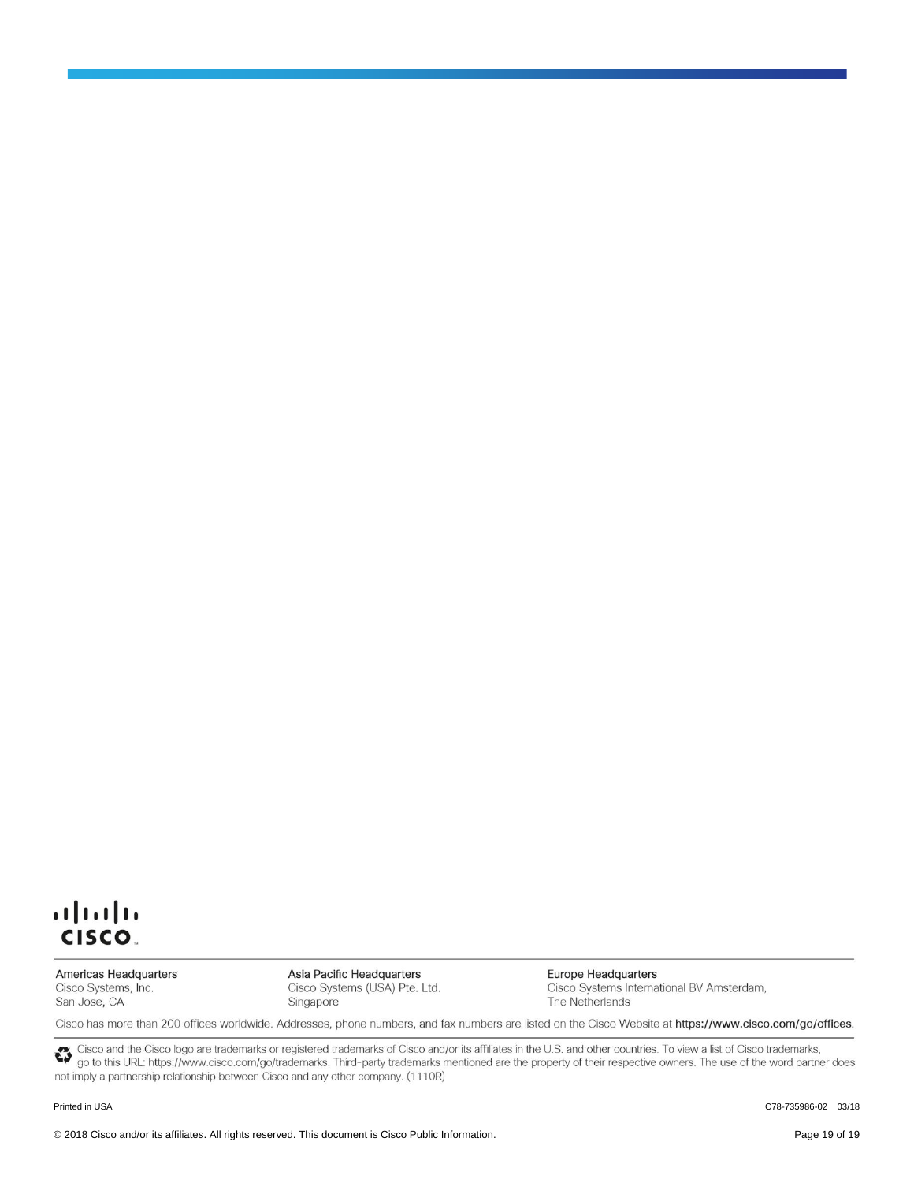Americas Headquarters
Cisco Systems, Inc.
San Jose, CA

Asia Pacific Headquarters
Cisco Systems (USA) Pte. Ltd.
Singapore

Europe Headquarters
Cisco Systems International BV Amsterdam,
The Netherlands

Cisco has more than 200 offices worldwide. Addresses, phone numbers, and fax numbers are listed on the Cisco Website at **https://www.cisco.com/go/offices.**

Cisco and the Cisco logo are trademarks or registered trademarks of Cisco and/or its affiliates in the U.S. and other countries. To view a list of Cisco trademarks, go to this URL: https://www.cisco.com/go/trademarks. Third-party trademarks mentioned are the property of their respective owners. The use of the word partner does not imply a partnership relationship between Cisco and any other company. (1110R)

Printed in USA

C78-735986-02 03/18